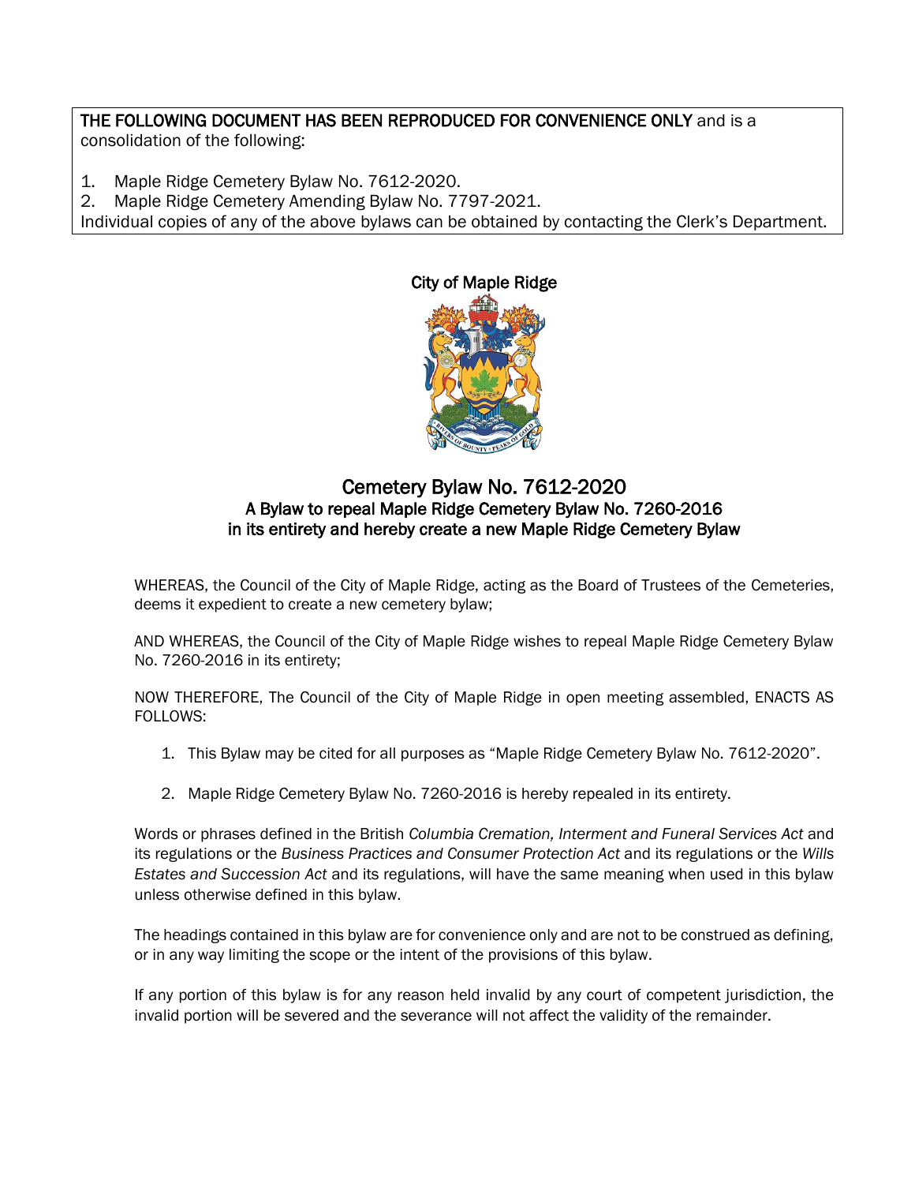**THE FOLLOWING DOCUMENT HAS BEEN REPRODUCED FOR CONVENIENCE ONLY** and is a consolidation of the following:

1. Maple Ridge Cemetery Bylaw No. 7612-2020.
2. Maple Ridge Cemetery Amending Bylaw No. 7797-2021.

Individual copies of any of the above bylaws can be obtained by contacting the Clerk's Department.

City of Maple Ridge

# Cemetery Bylaw No. 7612-2020

## A Bylaw to repeal Maple Ridge Cemetery Bylaw No. 7260-2016 in its entirety and hereby create a new Maple Ridge Cemetery Bylaw

WHEREAS, the Council of the City of Maple Ridge, acting as the Board of Trustees of the Cemeteries, deems it expedient to create a new cemetery bylaw;

AND WHEREAS, the Council of the City of Maple Ridge wishes to repeal Maple Ridge Cemetery Bylaw No. 7260-2016 in its entirety;

NOW THEREFORE, The Council of the City of Maple Ridge in open meeting assembled, ENACTS AS FOLLOWS:

1. This Bylaw may be cited for all purposes as "Maple Ridge Cemetery Bylaw No. 7612-2020".
2. Maple Ridge Cemetery Bylaw No. 7260-2016 is hereby repealed in its entirety.

Words or phrases defined in the British *Columbia Cremation, Interment and Funeral Services Act* and its regulations or the *Business Practices and Consumer Protection Act* and its regulations or the *Wills Estates and Succession Act* and its regulations, will have the same meaning when used in this bylaw unless otherwise defined in this bylaw.

The headings contained in this bylaw are for convenience only and are not to be construed as defining, or in any way limiting the scope or the intent of the provisions of this bylaw.

If any portion of this bylaw is for any reason held invalid by any court of competent jurisdiction, the invalid portion will be severed and the severance will not affect the validity of the remainder.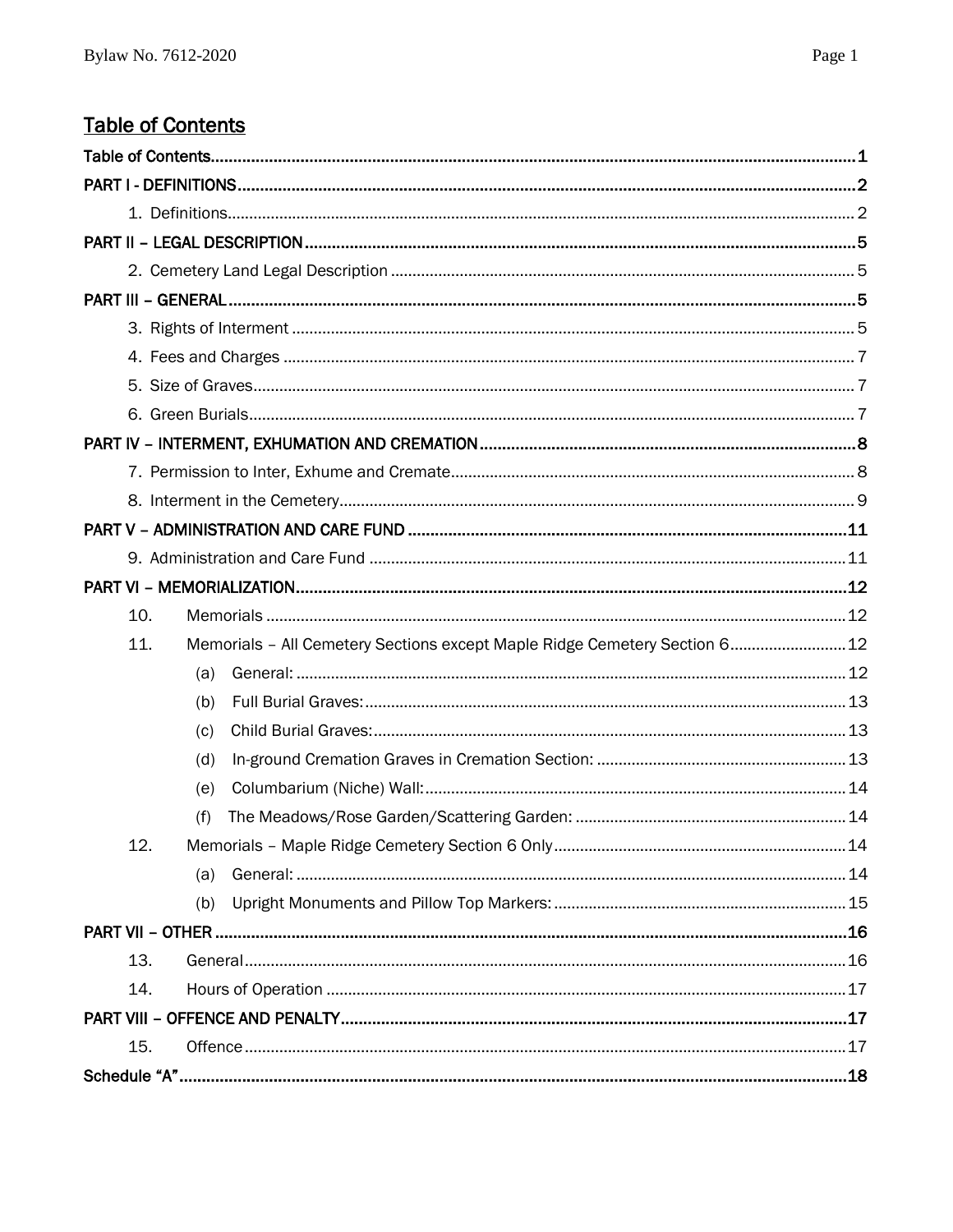## Table of Contents

**Table of Contents** .......... **1**

**PART I - DEFINITIONS** .......... **2**

1. Definitions .......... 2

**PART II – LEGAL DESCRIPTION** .......... **5**

2. Cemetery Land Legal Description .......... 5

**PART III – GENERAL** .......... **5**

3. Rights of Interment .......... 5
4. Fees and Charges .......... 7
5. Size of Graves .......... 7
6. Green Burials .......... 7

**PART IV – INTERMENT, EXHUMATION AND CREMATION** .......... **8**

7. Permission to Inter, Exhume and Cremate .......... 8
8. Interment in the Cemetery .......... 9

**PART V – ADMINISTRATION AND CARE FUND** .......... **11**

9. Administration and Care Fund .......... 11

**PART VI – MEMORIALIZATION** .......... **12**

10. Memorials .......... 12
11. Memorials – All Cemetery Sections except Maple Ridge Cemetery Section 6 .......... 12
    - (a) General: .......... 12
    - (b) Full Burial Graves: .......... 13
    - (c) Child Burial Graves: .......... 13
    - (d) In-ground Cremation Graves in Cremation Section: .......... 13
    - (e) Columbarium (Niche) Wall: .......... 14
    - (f) The Meadows/Rose Garden/Scattering Garden: .......... 14
12. Memorials – Maple Ridge Cemetery Section 6 Only .......... 14
    - (a) General: .......... 14
    - (b) Upright Monuments and Pillow Top Markers: .......... 15

**PART VII – OTHER** .......... **16**

13. General .......... 16
14. Hours of Operation .......... 17

**PART VIII – OFFENCE AND PENALTY** .......... **17**

15. Offence .......... 17

**Schedule "A"** .......... **18**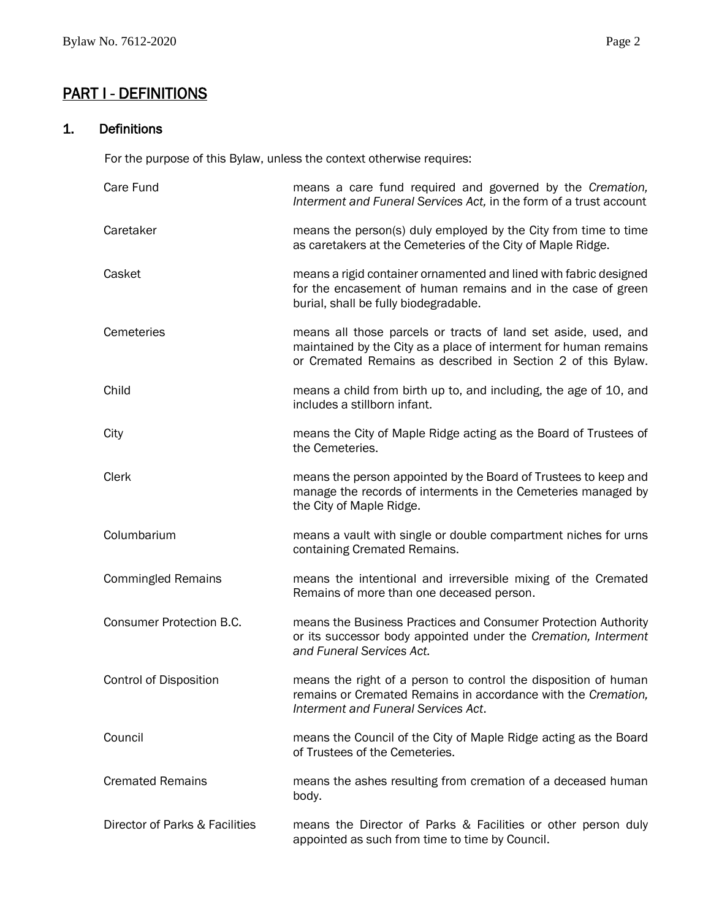## PART I - DEFINITIONS

### 1. Definitions

For the purpose of this Bylaw, unless the context otherwise requires:

| | |
|---|---|
| Care Fund | means a care fund required and governed by the *Cremation, Interment and Funeral Services Act,* in the form of a trust account |
| Caretaker | means the person(s) duly employed by the City from time to time as caretakers at the Cemeteries of the City of Maple Ridge. |
| Casket | means a rigid container ornamented and lined with fabric designed for the encasement of human remains and in the case of green burial, shall be fully biodegradable. |
| Cemeteries | means all those parcels or tracts of land set aside, used, and maintained by the City as a place of interment for human remains or Cremated Remains as described in Section 2 of this Bylaw. |
| Child | means a child from birth up to, and including, the age of 10, and includes a stillborn infant. |
| City | means the City of Maple Ridge acting as the Board of Trustees of the Cemeteries. |
| Clerk | means the person appointed by the Board of Trustees to keep and manage the records of interments in the Cemeteries managed by the City of Maple Ridge. |
| Columbarium | means a vault with single or double compartment niches for urns containing Cremated Remains. |
| Commingled Remains | means the intentional and irreversible mixing of the Cremated Remains of more than one deceased person. |
| Consumer Protection B.C. | means the Business Practices and Consumer Protection Authority or its successor body appointed under the *Cremation, Interment and Funeral Services Act.* |
| Control of Disposition | means the right of a person to control the disposition of human remains or Cremated Remains in accordance with the *Cremation, Interment and Funeral Services Act*. |
| Council | means the Council of the City of Maple Ridge acting as the Board of Trustees of the Cemeteries. |
| Cremated Remains | means the ashes resulting from cremation of a deceased human body. |
| Director of Parks & Facilities | means the Director of Parks & Facilities or other person duly appointed as such from time to time by Council. |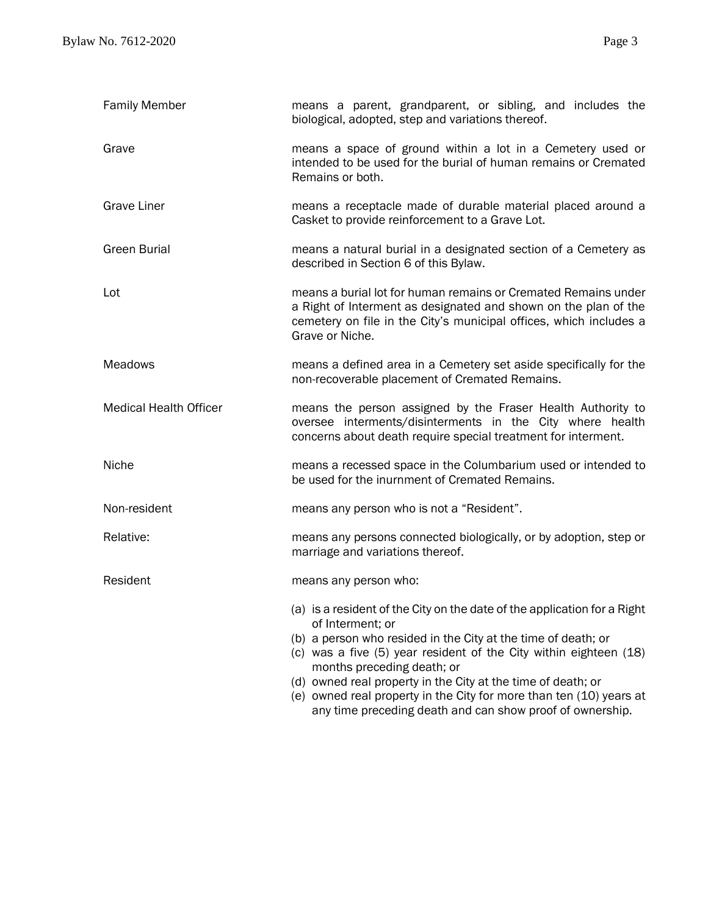| | |
|---|---|
| Family Member | means a parent, grandparent, or sibling, and includes the biological, adopted, step and variations thereof. |
| Grave | means a space of ground within a lot in a Cemetery used or intended to be used for the burial of human remains or Cremated Remains or both. |
| Grave Liner | means a receptacle made of durable material placed around a Casket to provide reinforcement to a Grave Lot. |
| Green Burial | means a natural burial in a designated section of a Cemetery as described in Section 6 of this Bylaw. |
| Lot | means a burial lot for human remains or Cremated Remains under a Right of Interment as designated and shown on the plan of the cemetery on file in the City's municipal offices, which includes a Grave or Niche. |
| Meadows | means a defined area in a Cemetery set aside specifically for the non-recoverable placement of Cremated Remains. |
| Medical Health Officer | means the person assigned by the Fraser Health Authority to oversee interments/disinterments in the City where health concerns about death require special treatment for interment. |
| Niche | means a recessed space in the Columbarium used or intended to be used for the inurnment of Cremated Remains. |
| Non-resident | means any person who is not a "Resident". |
| Relative: | means any persons connected biologically, or by adoption, step or marriage and variations thereof. |
| Resident | means any person who:<br><br>(a) is a resident of the City on the date of the application for a Right of Interment; or<br>(b) a person who resided in the City at the time of death; or<br>(c) was a five (5) year resident of the City within eighteen (18) months preceding death; or<br>(d) owned real property in the City at the time of death; or<br>(e) owned real property in the City for more than ten (10) years at any time preceding death and can show proof of ownership. |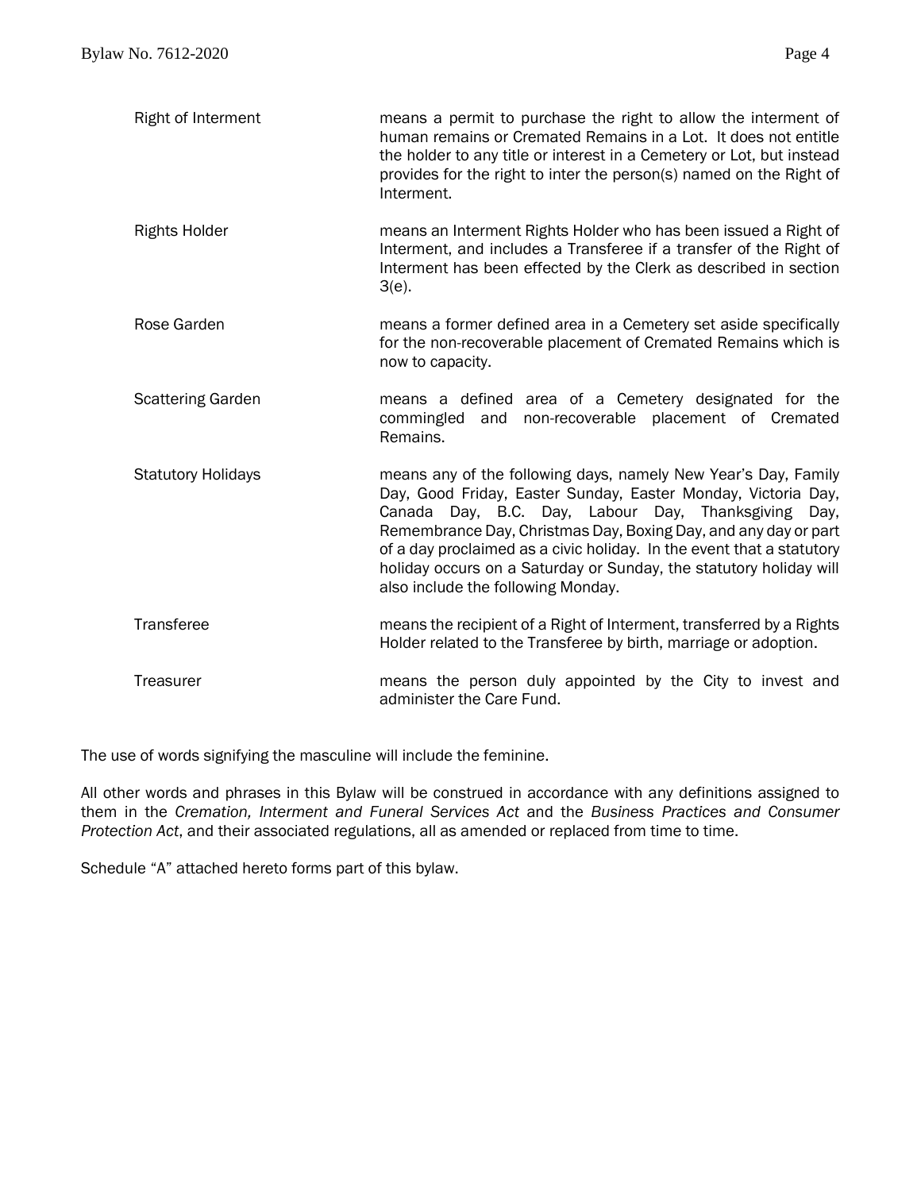| | |
|---|---|
| Right of Interment | means a permit to purchase the right to allow the interment of human remains or Cremated Remains in a Lot. It does not entitle the holder to any title or interest in a Cemetery or Lot, but instead provides for the right to inter the person(s) named on the Right of Interment. |
| Rights Holder | means an Interment Rights Holder who has been issued a Right of Interment, and includes a Transferee if a transfer of the Right of Interment has been effected by the Clerk as described in section 3(e). |
| Rose Garden | means a former defined area in a Cemetery set aside specifically for the non-recoverable placement of Cremated Remains which is now to capacity. |
| Scattering Garden | means a defined area of a Cemetery designated for the commingled and non-recoverable placement of Cremated Remains. |
| Statutory Holidays | means any of the following days, namely New Year's Day, Family Day, Good Friday, Easter Sunday, Easter Monday, Victoria Day, Canada Day, B.C. Day, Labour Day, Thanksgiving Day, Remembrance Day, Christmas Day, Boxing Day, and any day or part of a day proclaimed as a civic holiday. In the event that a statutory holiday occurs on a Saturday or Sunday, the statutory holiday will also include the following Monday. |
| Transferee | means the recipient of a Right of Interment, transferred by a Rights Holder related to the Transferee by birth, marriage or adoption. |
| Treasurer | means the person duly appointed by the City to invest and administer the Care Fund. |

The use of words signifying the masculine will include the feminine.

All other words and phrases in this Bylaw will be construed in accordance with any definitions assigned to them in the *Cremation, Interment and Funeral Services Act* and the *Business Practices and Consumer Protection Act*, and their associated regulations, all as amended or replaced from time to time.

Schedule "A" attached hereto forms part of this bylaw.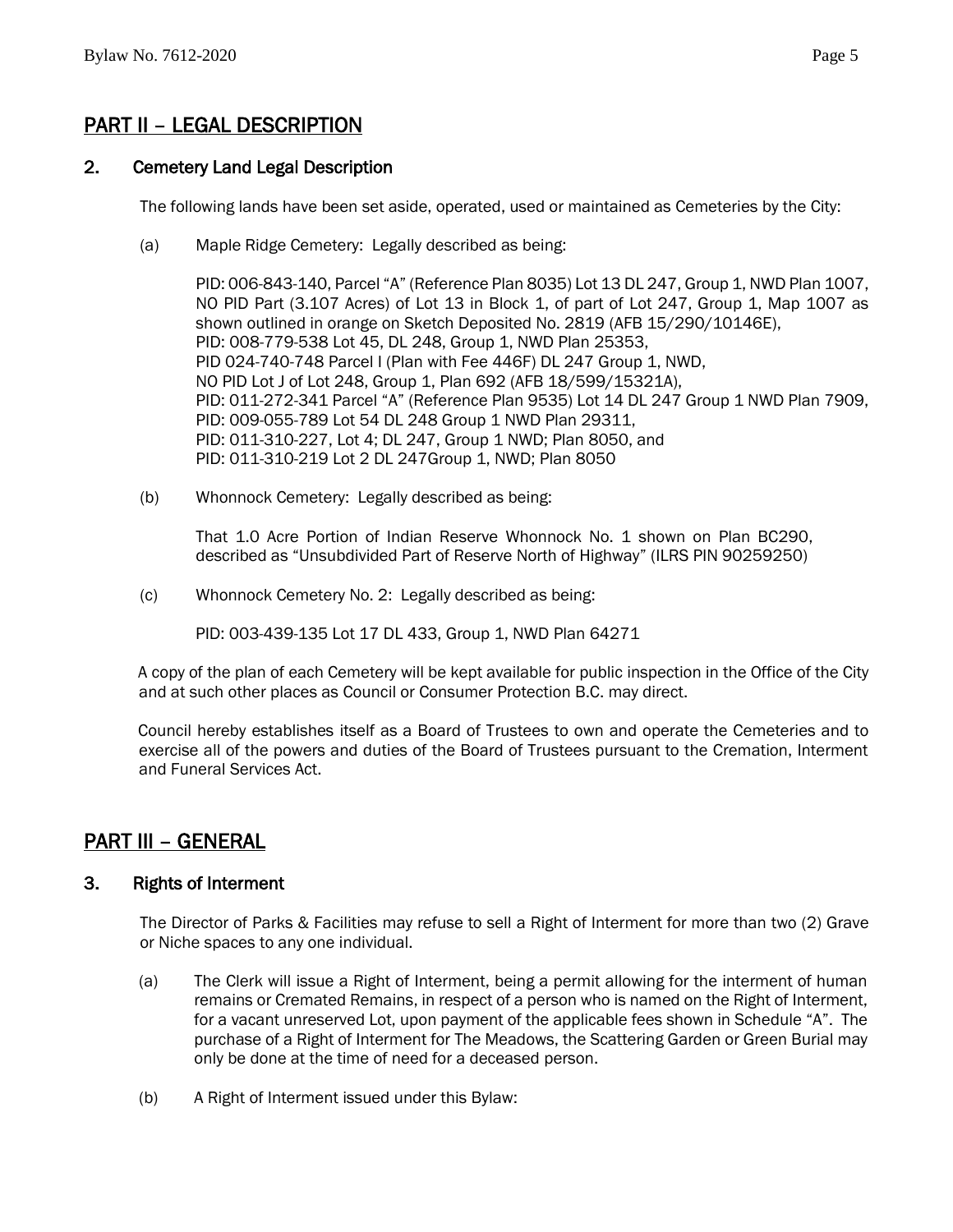## PART II – LEGAL DESCRIPTION

### 2. Cemetery Land Legal Description

The following lands have been set aside, operated, used or maintained as Cemeteries by the City:

(a) Maple Ridge Cemetery: Legally described as being:

PID: 006-843-140, Parcel "A" (Reference Plan 8035) Lot 13 DL 247, Group 1, NWD Plan 1007,
NO PID Part (3.107 Acres) of Lot 13 in Block 1, of part of Lot 247, Group 1, Map 1007 as shown outlined in orange on Sketch Deposited No. 2819 (AFB 15/290/10146E),
PID: 008-779-538 Lot 45, DL 248, Group 1, NWD Plan 25353,
PID 024-740-748 Parcel I (Plan with Fee 446F) DL 247 Group 1, NWD,
NO PID Lot J of Lot 248, Group 1, Plan 692 (AFB 18/599/15321A),
PID: 011-272-341 Parcel "A" (Reference Plan 9535) Lot 14 DL 247 Group 1 NWD Plan 7909,
PID: 009-055-789 Lot 54 DL 248 Group 1 NWD Plan 29311,
PID: 011-310-227, Lot 4; DL 247, Group 1 NWD; Plan 8050, and
PID: 011-310-219 Lot 2 DL 247Group 1, NWD; Plan 8050

(b) Whonnock Cemetery: Legally described as being:

That 1.0 Acre Portion of Indian Reserve Whonnock No. 1 shown on Plan BC290, described as "Unsubdivided Part of Reserve North of Highway" (ILRS PIN 90259250)

(c) Whonnock Cemetery No. 2: Legally described as being:

PID: 003-439-135 Lot 17 DL 433, Group 1, NWD Plan 64271

A copy of the plan of each Cemetery will be kept available for public inspection in the Office of the City and at such other places as Council or Consumer Protection B.C. may direct.

Council hereby establishes itself as a Board of Trustees to own and operate the Cemeteries and to exercise all of the powers and duties of the Board of Trustees pursuant to the Cremation, Interment and Funeral Services Act.

## PART III – GENERAL

### 3. Rights of Interment

The Director of Parks & Facilities may refuse to sell a Right of Interment for more than two (2) Grave or Niche spaces to any one individual.

(a) The Clerk will issue a Right of Interment, being a permit allowing for the interment of human remains or Cremated Remains, in respect of a person who is named on the Right of Interment, for a vacant unreserved Lot, upon payment of the applicable fees shown in Schedule "A". The purchase of a Right of Interment for The Meadows, the Scattering Garden or Green Burial may only be done at the time of need for a deceased person.

(b) A Right of Interment issued under this Bylaw: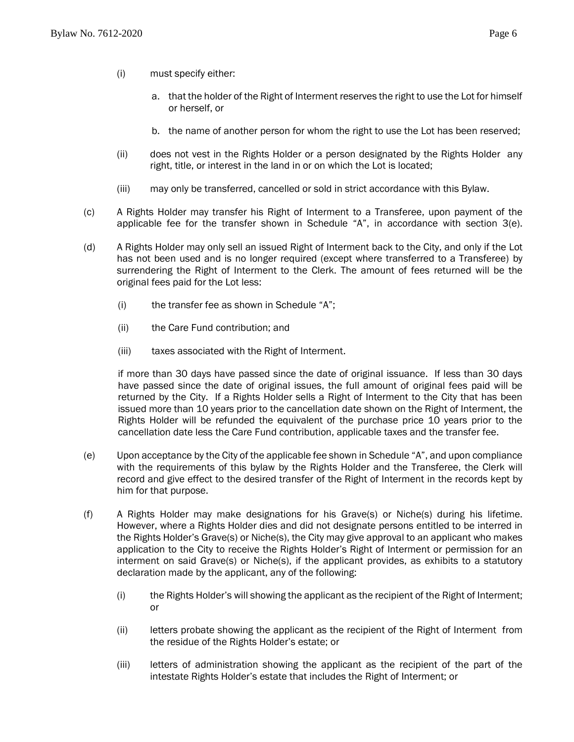(i) must specify either:

a. that the holder of the Right of Interment reserves the right to use the Lot for himself or herself, or

b. the name of another person for whom the right to use the Lot has been reserved;

(ii) does not vest in the Rights Holder or a person designated by the Rights Holder any right, title, or interest in the land in or on which the Lot is located;

(iii) may only be transferred, cancelled or sold in strict accordance with this Bylaw.

(c) A Rights Holder may transfer his Right of Interment to a Transferee, upon payment of the applicable fee for the transfer shown in Schedule "A", in accordance with section 3(e).

(d) A Rights Holder may only sell an issued Right of Interment back to the City, and only if the Lot has not been used and is no longer required (except where transferred to a Transferee) by surrendering the Right of Interment to the Clerk. The amount of fees returned will be the original fees paid for the Lot less:

(i) the transfer fee as shown in Schedule "A";

(ii) the Care Fund contribution; and

(iii) taxes associated with the Right of Interment.

if more than 30 days have passed since the date of original issuance. If less than 30 days have passed since the date of original issues, the full amount of original fees paid will be returned by the City. If a Rights Holder sells a Right of Interment to the City that has been issued more than 10 years prior to the cancellation date shown on the Right of Interment, the Rights Holder will be refunded the equivalent of the purchase price 10 years prior to the cancellation date less the Care Fund contribution, applicable taxes and the transfer fee.

(e) Upon acceptance by the City of the applicable fee shown in Schedule "A", and upon compliance with the requirements of this bylaw by the Rights Holder and the Transferee, the Clerk will record and give effect to the desired transfer of the Right of Interment in the records kept by him for that purpose.

(f) A Rights Holder may make designations for his Grave(s) or Niche(s) during his lifetime. However, where a Rights Holder dies and did not designate persons entitled to be interred in the Rights Holder's Grave(s) or Niche(s), the City may give approval to an applicant who makes application to the City to receive the Rights Holder's Right of Interment or permission for an interment on said Grave(s) or Niche(s), if the applicant provides, as exhibits to a statutory declaration made by the applicant, any of the following:

(i) the Rights Holder's will showing the applicant as the recipient of the Right of Interment; or

(ii) letters probate showing the applicant as the recipient of the Right of Interment from the residue of the Rights Holder's estate; or

(iii) letters of administration showing the applicant as the recipient of the part of the intestate Rights Holder's estate that includes the Right of Interment; or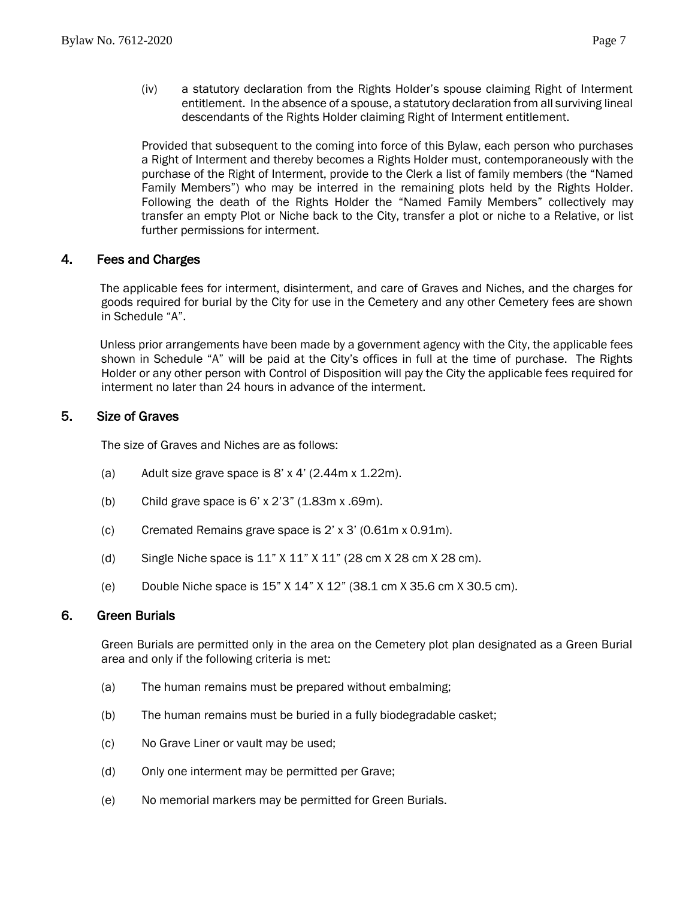(iv) a statutory declaration from the Rights Holder's spouse claiming Right of Interment entitlement. In the absence of a spouse, a statutory declaration from all surviving lineal descendants of the Rights Holder claiming Right of Interment entitlement.

Provided that subsequent to the coming into force of this Bylaw, each person who purchases a Right of Interment and thereby becomes a Rights Holder must, contemporaneously with the purchase of the Right of Interment, provide to the Clerk a list of family members (the "Named Family Members") who may be interred in the remaining plots held by the Rights Holder. Following the death of the Rights Holder the "Named Family Members" collectively may transfer an empty Plot or Niche back to the City, transfer a plot or niche to a Relative, or list further permissions for interment.

## 4. Fees and Charges

The applicable fees for interment, disinterment, and care of Graves and Niches, and the charges for goods required for burial by the City for use in the Cemetery and any other Cemetery fees are shown in Schedule "A".

Unless prior arrangements have been made by a government agency with the City, the applicable fees shown in Schedule "A" will be paid at the City's offices in full at the time of purchase. The Rights Holder or any other person with Control of Disposition will pay the City the applicable fees required for interment no later than 24 hours in advance of the interment.

## 5. Size of Graves

The size of Graves and Niches are as follows:

(a) Adult size grave space is 8' x 4' (2.44m x 1.22m).

(b) Child grave space is 6' x 2'3" (1.83m x .69m).

(c) Cremated Remains grave space is 2' x 3' (0.61m x 0.91m).

(d) Single Niche space is 11" X 11" X 11" (28 cm X 28 cm X 28 cm).

(e) Double Niche space is 15" X 14" X 12" (38.1 cm X 35.6 cm X 30.5 cm).

## 6. Green Burials

Green Burials are permitted only in the area on the Cemetery plot plan designated as a Green Burial area and only if the following criteria is met:

(a) The human remains must be prepared without embalming;

(b) The human remains must be buried in a fully biodegradable casket;

(c) No Grave Liner or vault may be used;

(d) Only one interment may be permitted per Grave;

(e) No memorial markers may be permitted for Green Burials.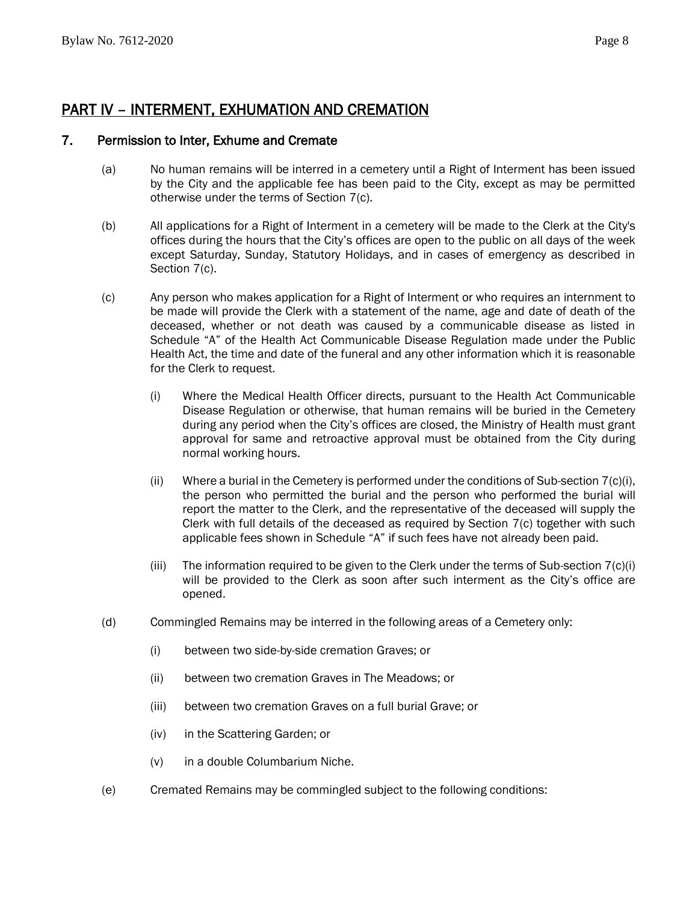## PART IV – INTERMENT, EXHUMATION AND CREMATION

### 7. Permission to Inter, Exhume and Cremate

(a) No human remains will be interred in a cemetery until a Right of Interment has been issued by the City and the applicable fee has been paid to the City, except as may be permitted otherwise under the terms of Section 7(c).

(b) All applications for a Right of Interment in a cemetery will be made to the Clerk at the City's offices during the hours that the City's offices are open to the public on all days of the week except Saturday, Sunday, Statutory Holidays, and in cases of emergency as described in Section 7(c).

(c) Any person who makes application for a Right of Interment or who requires an internment to be made will provide the Clerk with a statement of the name, age and date of death of the deceased, whether or not death was caused by a communicable disease as listed in Schedule "A" of the Health Act Communicable Disease Regulation made under the Public Health Act, the time and date of the funeral and any other information which it is reasonable for the Clerk to request.

(i) Where the Medical Health Officer directs, pursuant to the Health Act Communicable Disease Regulation or otherwise, that human remains will be buried in the Cemetery during any period when the City's offices are closed, the Ministry of Health must grant approval for same and retroactive approval must be obtained from the City during normal working hours.

(ii) Where a burial in the Cemetery is performed under the conditions of Sub-section 7(c)(i), the person who permitted the burial and the person who performed the burial will report the matter to the Clerk, and the representative of the deceased will supply the Clerk with full details of the deceased as required by Section 7(c) together with such applicable fees shown in Schedule "A" if such fees have not already been paid.

(iii) The information required to be given to the Clerk under the terms of Sub-section 7(c)(i) will be provided to the Clerk as soon after such interment as the City's office are opened.

(d) Commingled Remains may be interred in the following areas of a Cemetery only:

(i) between two side-by-side cremation Graves; or

(ii) between two cremation Graves in The Meadows; or

(iii) between two cremation Graves on a full burial Grave; or

(iv) in the Scattering Garden; or

(v) in a double Columbarium Niche.

(e) Cremated Remains may be commingled subject to the following conditions: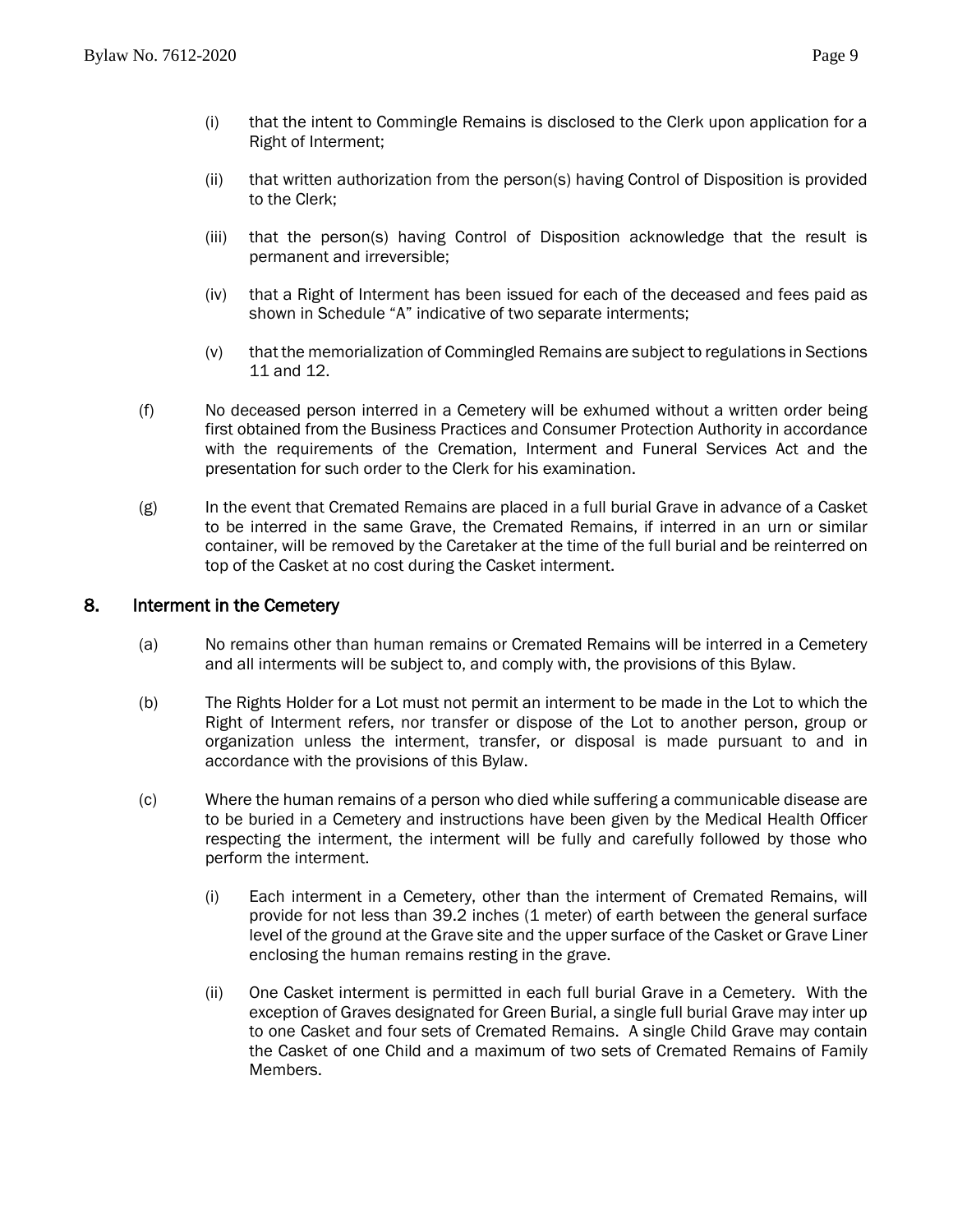(i) that the intent to Commingle Remains is disclosed to the Clerk upon application for a Right of Interment;

(ii) that written authorization from the person(s) having Control of Disposition is provided to the Clerk;

(iii) that the person(s) having Control of Disposition acknowledge that the result is permanent and irreversible;

(iv) that a Right of Interment has been issued for each of the deceased and fees paid as shown in Schedule "A" indicative of two separate interments;

(v) that the memorialization of Commingled Remains are subject to regulations in Sections 11 and 12.

(f) No deceased person interred in a Cemetery will be exhumed without a written order being first obtained from the Business Practices and Consumer Protection Authority in accordance with the requirements of the Cremation, Interment and Funeral Services Act and the presentation for such order to the Clerk for his examination.

(g) In the event that Cremated Remains are placed in a full burial Grave in advance of a Casket to be interred in the same Grave, the Cremated Remains, if interred in an urn or similar container, will be removed by the Caretaker at the time of the full burial and be reinterred on top of the Casket at no cost during the Casket interment.

## 8. Interment in the Cemetery

(a) No remains other than human remains or Cremated Remains will be interred in a Cemetery and all interments will be subject to, and comply with, the provisions of this Bylaw.

(b) The Rights Holder for a Lot must not permit an interment to be made in the Lot to which the Right of Interment refers, nor transfer or dispose of the Lot to another person, group or organization unless the interment, transfer, or disposal is made pursuant to and in accordance with the provisions of this Bylaw.

(c) Where the human remains of a person who died while suffering a communicable disease are to be buried in a Cemetery and instructions have been given by the Medical Health Officer respecting the interment, the interment will be fully and carefully followed by those who perform the interment.

(i) Each interment in a Cemetery, other than the interment of Cremated Remains, will provide for not less than 39.2 inches (1 meter) of earth between the general surface level of the ground at the Grave site and the upper surface of the Casket or Grave Liner enclosing the human remains resting in the grave.

(ii) One Casket interment is permitted in each full burial Grave in a Cemetery. With the exception of Graves designated for Green Burial, a single full burial Grave may inter up to one Casket and four sets of Cremated Remains. A single Child Grave may contain the Casket of one Child and a maximum of two sets of Cremated Remains of Family Members.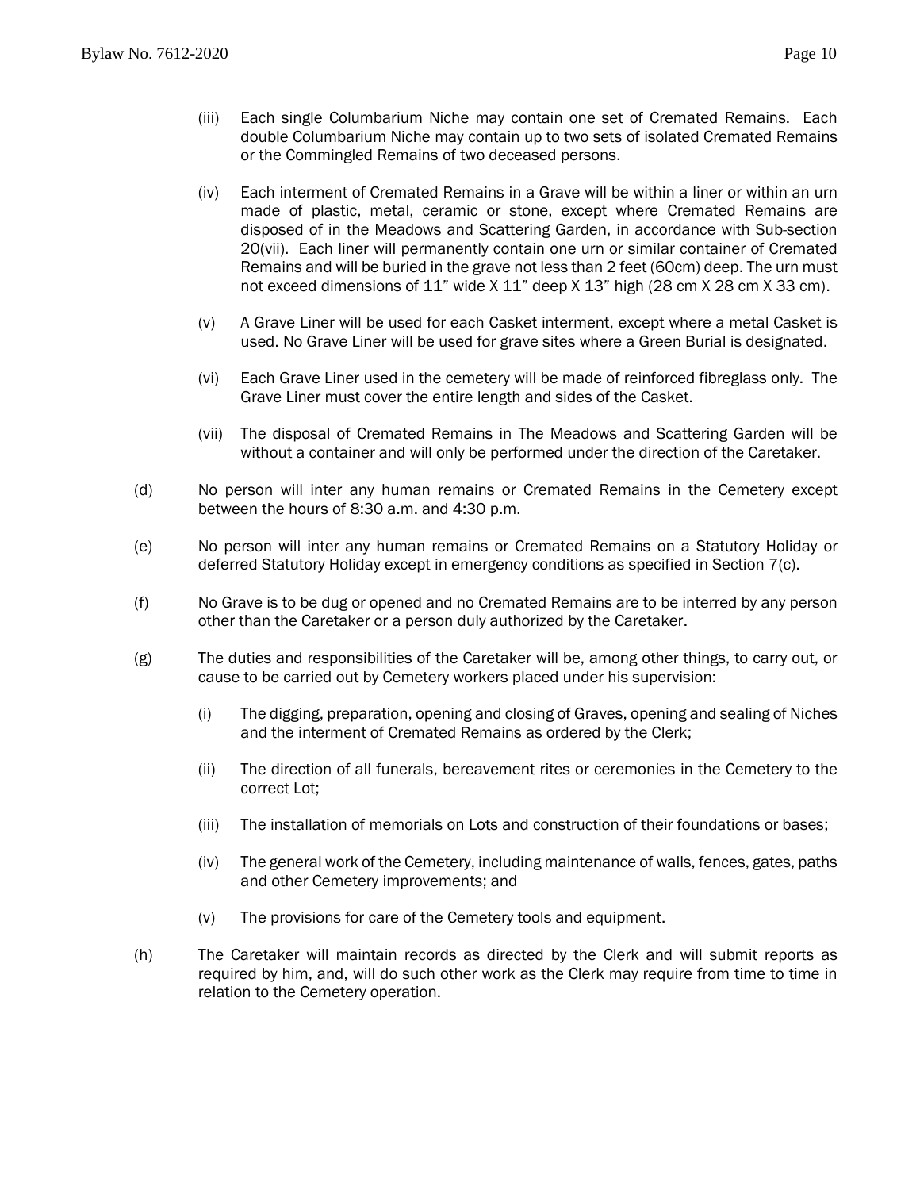(iii) Each single Columbarium Niche may contain one set of Cremated Remains. Each double Columbarium Niche may contain up to two sets of isolated Cremated Remains or the Commingled Remains of two deceased persons.

(iv) Each interment of Cremated Remains in a Grave will be within a liner or within an urn made of plastic, metal, ceramic or stone, except where Cremated Remains are disposed of in the Meadows and Scattering Garden, in accordance with Sub-section 20(vii). Each liner will permanently contain one urn or similar container of Cremated Remains and will be buried in the grave not less than 2 feet (60cm) deep. The urn must not exceed dimensions of 11" wide X 11" deep X 13" high (28 cm X 28 cm X 33 cm).

(v) A Grave Liner will be used for each Casket interment, except where a metal Casket is used. No Grave Liner will be used for grave sites where a Green Burial is designated.

(vi) Each Grave Liner used in the cemetery will be made of reinforced fibreglass only. The Grave Liner must cover the entire length and sides of the Casket.

(vii) The disposal of Cremated Remains in The Meadows and Scattering Garden will be without a container and will only be performed under the direction of the Caretaker.

(d) No person will inter any human remains or Cremated Remains in the Cemetery except between the hours of 8:30 a.m. and 4:30 p.m.

(e) No person will inter any human remains or Cremated Remains on a Statutory Holiday or deferred Statutory Holiday except in emergency conditions as specified in Section 7(c).

(f) No Grave is to be dug or opened and no Cremated Remains are to be interred by any person other than the Caretaker or a person duly authorized by the Caretaker.

(g) The duties and responsibilities of the Caretaker will be, among other things, to carry out, or cause to be carried out by Cemetery workers placed under his supervision:

(i) The digging, preparation, opening and closing of Graves, opening and sealing of Niches and the interment of Cremated Remains as ordered by the Clerk;

(ii) The direction of all funerals, bereavement rites or ceremonies in the Cemetery to the correct Lot;

(iii) The installation of memorials on Lots and construction of their foundations or bases;

(iv) The general work of the Cemetery, including maintenance of walls, fences, gates, paths and other Cemetery improvements; and

(v) The provisions for care of the Cemetery tools and equipment.

(h) The Caretaker will maintain records as directed by the Clerk and will submit reports as required by him, and, will do such other work as the Clerk may require from time to time in relation to the Cemetery operation.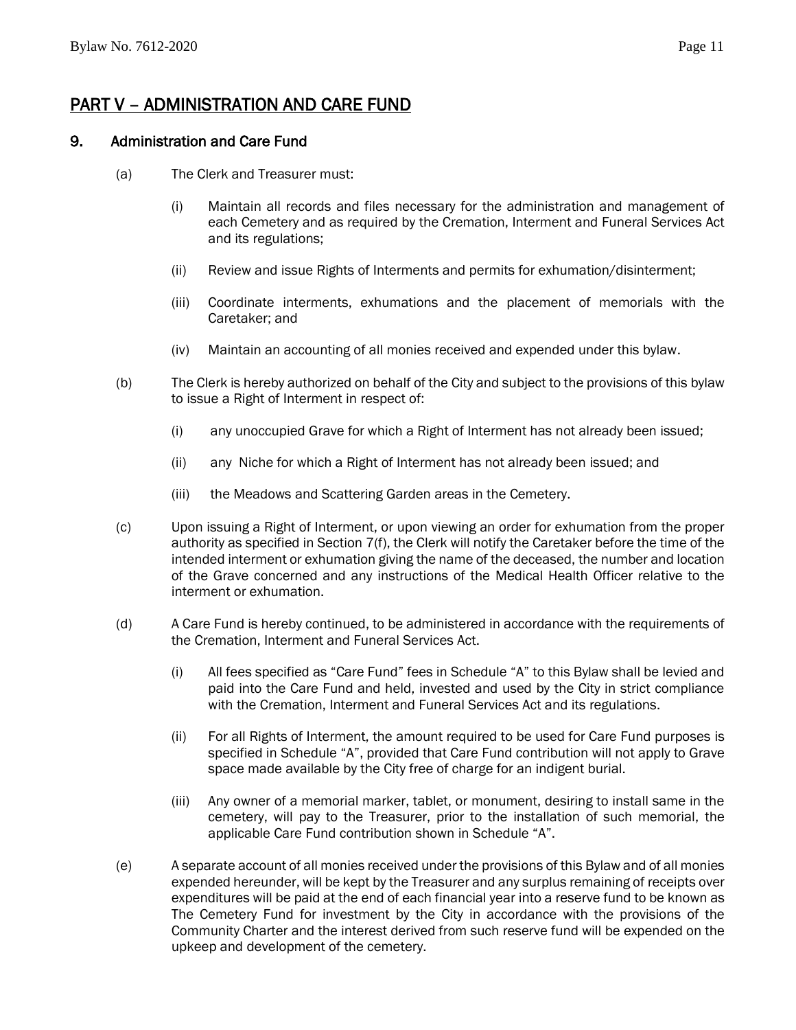# PART V – ADMINISTRATION AND CARE FUND

## 9. Administration and Care Fund

(a) The Clerk and Treasurer must:

   (i) Maintain all records and files necessary for the administration and management of each Cemetery and as required by the Cremation, Interment and Funeral Services Act and its regulations;

   (ii) Review and issue Rights of Interments and permits for exhumation/disinterment;

   (iii) Coordinate interments, exhumations and the placement of memorials with the Caretaker; and

   (iv) Maintain an accounting of all monies received and expended under this bylaw.

(b) The Clerk is hereby authorized on behalf of the City and subject to the provisions of this bylaw to issue a Right of Interment in respect of:

   (i) any unoccupied Grave for which a Right of Interment has not already been issued;

   (ii) any Niche for which a Right of Interment has not already been issued; and

   (iii) the Meadows and Scattering Garden areas in the Cemetery.

(c) Upon issuing a Right of Interment, or upon viewing an order for exhumation from the proper authority as specified in Section 7(f), the Clerk will notify the Caretaker before the time of the intended interment or exhumation giving the name of the deceased, the number and location of the Grave concerned and any instructions of the Medical Health Officer relative to the interment or exhumation.

(d) A Care Fund is hereby continued, to be administered in accordance with the requirements of the Cremation, Interment and Funeral Services Act.

   (i) All fees specified as "Care Fund" fees in Schedule "A" to this Bylaw shall be levied and paid into the Care Fund and held, invested and used by the City in strict compliance with the Cremation, Interment and Funeral Services Act and its regulations.

   (ii) For all Rights of Interment, the amount required to be used for Care Fund purposes is specified in Schedule "A", provided that Care Fund contribution will not apply to Grave space made available by the City free of charge for an indigent burial.

   (iii) Any owner of a memorial marker, tablet, or monument, desiring to install same in the cemetery, will pay to the Treasurer, prior to the installation of such memorial, the applicable Care Fund contribution shown in Schedule "A".

(e) A separate account of all monies received under the provisions of this Bylaw and of all monies expended hereunder, will be kept by the Treasurer and any surplus remaining of receipts over expenditures will be paid at the end of each financial year into a reserve fund to be known as The Cemetery Fund for investment by the City in accordance with the provisions of the Community Charter and the interest derived from such reserve fund will be expended on the upkeep and development of the cemetery.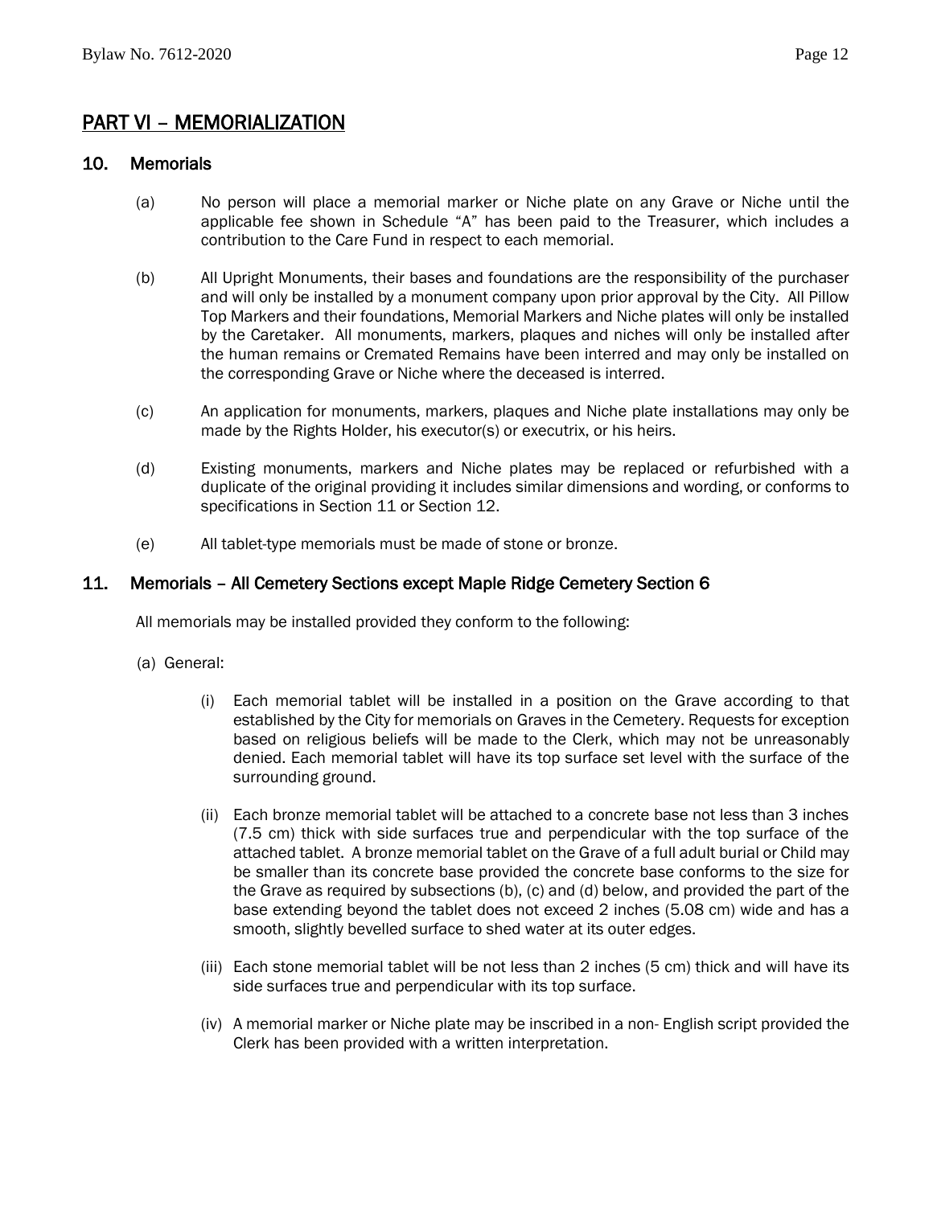## PART VI – MEMORIALIZATION

### 10. Memorials

(a) No person will place a memorial marker or Niche plate on any Grave or Niche until the applicable fee shown in Schedule "A" has been paid to the Treasurer, which includes a contribution to the Care Fund in respect to each memorial.

(b) All Upright Monuments, their bases and foundations are the responsibility of the purchaser and will only be installed by a monument company upon prior approval by the City. All Pillow Top Markers and their foundations, Memorial Markers and Niche plates will only be installed by the Caretaker. All monuments, markers, plaques and niches will only be installed after the human remains or Cremated Remains have been interred and may only be installed on the corresponding Grave or Niche where the deceased is interred.

(c) An application for monuments, markers, plaques and Niche plate installations may only be made by the Rights Holder, his executor(s) or executrix, or his heirs.

(d) Existing monuments, markers and Niche plates may be replaced or refurbished with a duplicate of the original providing it includes similar dimensions and wording, or conforms to specifications in Section 11 or Section 12.

(e) All tablet-type memorials must be made of stone or bronze.

### 11. Memorials – All Cemetery Sections except Maple Ridge Cemetery Section 6

All memorials may be installed provided they conform to the following:

(a) General:

(i) Each memorial tablet will be installed in a position on the Grave according to that established by the City for memorials on Graves in the Cemetery. Requests for exception based on religious beliefs will be made to the Clerk, which may not be unreasonably denied. Each memorial tablet will have its top surface set level with the surface of the surrounding ground.

(ii) Each bronze memorial tablet will be attached to a concrete base not less than 3 inches (7.5 cm) thick with side surfaces true and perpendicular with the top surface of the attached tablet. A bronze memorial tablet on the Grave of a full adult burial or Child may be smaller than its concrete base provided the concrete base conforms to the size for the Grave as required by subsections (b), (c) and (d) below, and provided the part of the base extending beyond the tablet does not exceed 2 inches (5.08 cm) wide and has a smooth, slightly bevelled surface to shed water at its outer edges.

(iii) Each stone memorial tablet will be not less than 2 inches (5 cm) thick and will have its side surfaces true and perpendicular with its top surface.

(iv) A memorial marker or Niche plate may be inscribed in a non- English script provided the Clerk has been provided with a written interpretation.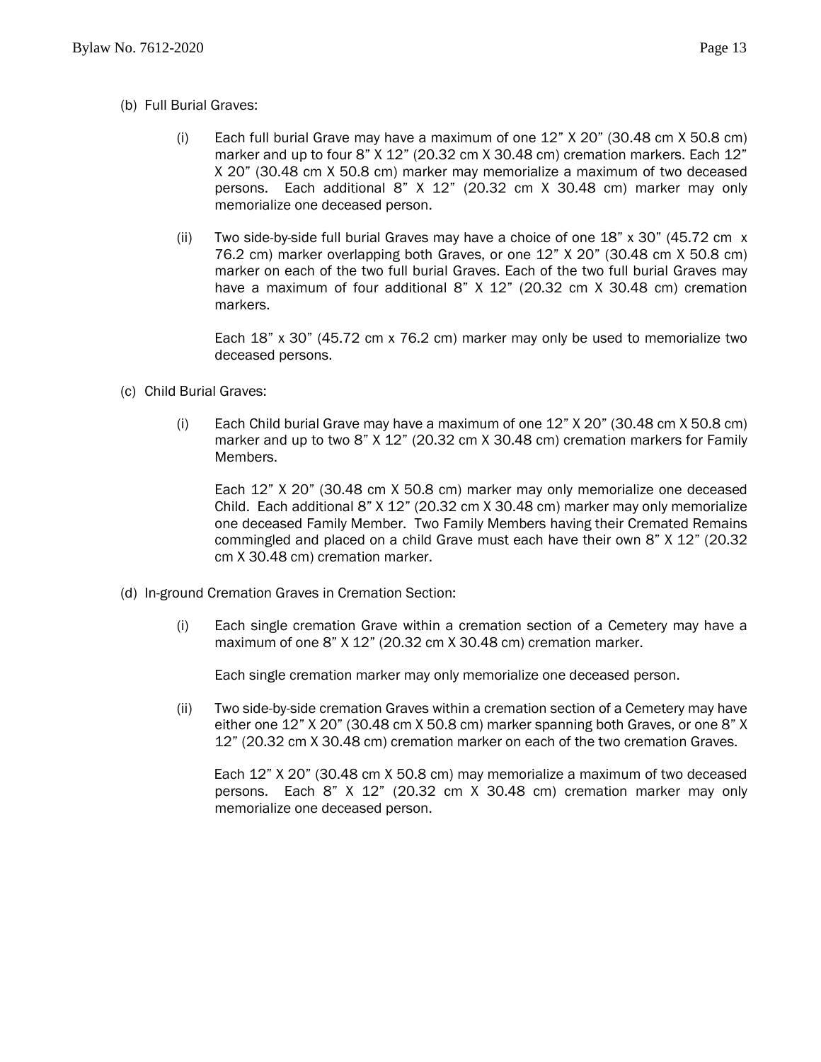(b) Full Burial Graves:

(i) Each full burial Grave may have a maximum of one 12” X 20” (30.48 cm X 50.8 cm) marker and up to four 8” X 12” (20.32 cm X 30.48 cm) cremation markers. Each 12” X 20” (30.48 cm X 50.8 cm) marker may memorialize a maximum of two deceased persons. Each additional 8” X 12” (20.32 cm X 30.48 cm) marker may only memorialize one deceased person.

(ii) Two side-by-side full burial Graves may have a choice of one 18” x 30” (45.72 cm x 76.2 cm) marker overlapping both Graves, or one 12” X 20” (30.48 cm X 50.8 cm) marker on each of the two full burial Graves. Each of the two full burial Graves may have a maximum of four additional 8” X 12” (20.32 cm X 30.48 cm) cremation markers.

Each 18” x 30” (45.72 cm x 76.2 cm) marker may only be used to memorialize two deceased persons.

(c) Child Burial Graves:

(i) Each Child burial Grave may have a maximum of one 12” X 20” (30.48 cm X 50.8 cm) marker and up to two 8” X 12” (20.32 cm X 30.48 cm) cremation markers for Family Members.

Each 12” X 20” (30.48 cm X 50.8 cm) marker may only memorialize one deceased Child. Each additional 8” X 12” (20.32 cm X 30.48 cm) marker may only memorialize one deceased Family Member. Two Family Members having their Cremated Remains commingled and placed on a child Grave must each have their own 8” X 12” (20.32 cm X 30.48 cm) cremation marker.

(d) In-ground Cremation Graves in Cremation Section:

(i) Each single cremation Grave within a cremation section of a Cemetery may have a maximum of one 8” X 12” (20.32 cm X 30.48 cm) cremation marker.

Each single cremation marker may only memorialize one deceased person.

(ii) Two side-by-side cremation Graves within a cremation section of a Cemetery may have either one 12” X 20” (30.48 cm X 50.8 cm) marker spanning both Graves, or one 8” X 12” (20.32 cm X 30.48 cm) cremation marker on each of the two cremation Graves.

Each 12” X 20” (30.48 cm X 50.8 cm) may memorialize a maximum of two deceased persons. Each 8” X 12” (20.32 cm X 30.48 cm) cremation marker may only memorialize one deceased person.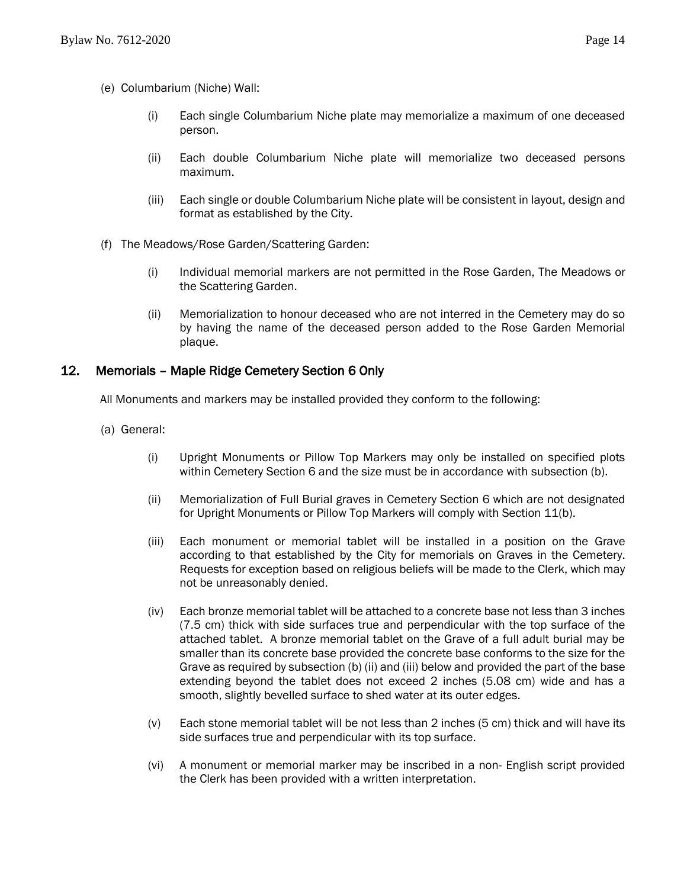(e) Columbarium (Niche) Wall:

(i) Each single Columbarium Niche plate may memorialize a maximum of one deceased person.

(ii) Each double Columbarium Niche plate will memorialize two deceased persons maximum.

(iii) Each single or double Columbarium Niche plate will be consistent in layout, design and format as established by the City.

(f) The Meadows/Rose Garden/Scattering Garden:

(i) Individual memorial markers are not permitted in the Rose Garden, The Meadows or the Scattering Garden.

(ii) Memorialization to honour deceased who are not interred in the Cemetery may do so by having the name of the deceased person added to the Rose Garden Memorial plaque.

## 12. Memorials – Maple Ridge Cemetery Section 6 Only

All Monuments and markers may be installed provided they conform to the following:

(a) General:

(i) Upright Monuments or Pillow Top Markers may only be installed on specified plots within Cemetery Section 6 and the size must be in accordance with subsection (b).

(ii) Memorialization of Full Burial graves in Cemetery Section 6 which are not designated for Upright Monuments or Pillow Top Markers will comply with Section 11(b).

(iii) Each monument or memorial tablet will be installed in a position on the Grave according to that established by the City for memorials on Graves in the Cemetery. Requests for exception based on religious beliefs will be made to the Clerk, which may not be unreasonably denied.

(iv) Each bronze memorial tablet will be attached to a concrete base not less than 3 inches (7.5 cm) thick with side surfaces true and perpendicular with the top surface of the attached tablet. A bronze memorial tablet on the Grave of a full adult burial may be smaller than its concrete base provided the concrete base conforms to the size for the Grave as required by subsection (b) (ii) and (iii) below and provided the part of the base extending beyond the tablet does not exceed 2 inches (5.08 cm) wide and has a smooth, slightly bevelled surface to shed water at its outer edges.

(v) Each stone memorial tablet will be not less than 2 inches (5 cm) thick and will have its side surfaces true and perpendicular with its top surface.

(vi) A monument or memorial marker may be inscribed in a non- English script provided the Clerk has been provided with a written interpretation.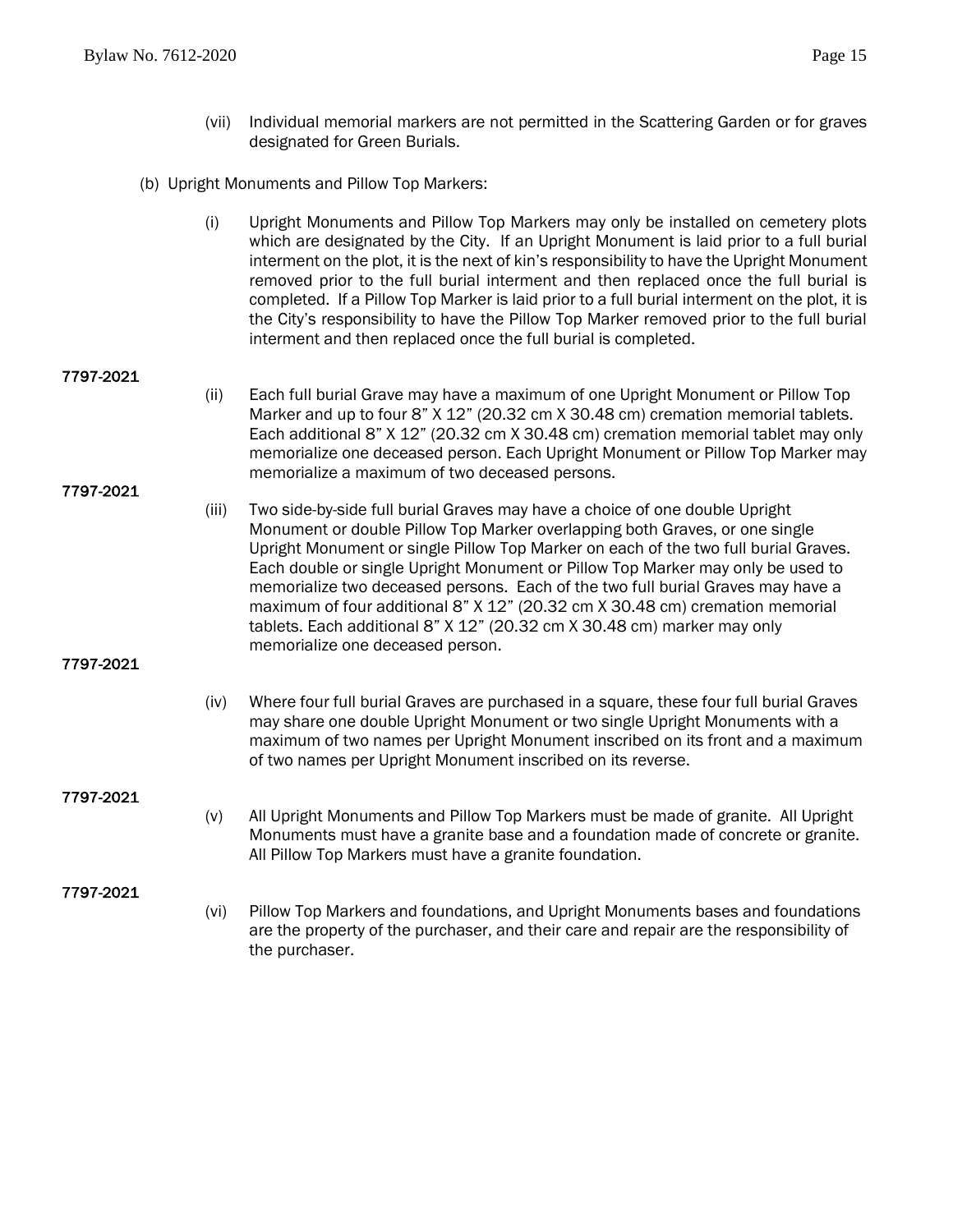(vii) Individual memorial markers are not permitted in the Scattering Garden or for graves designated for Green Burials.

(b) Upright Monuments and Pillow Top Markers:

(i) Upright Monuments and Pillow Top Markers may only be installed on cemetery plots which are designated by the City. If an Upright Monument is laid prior to a full burial interment on the plot, it is the next of kin's responsibility to have the Upright Monument removed prior to the full burial interment and then replaced once the full burial is completed. If a Pillow Top Marker is laid prior to a full burial interment on the plot, it is the City's responsibility to have the Pillow Top Marker removed prior to the full burial interment and then replaced once the full burial is completed.

**7797-2021**

(ii) Each full burial Grave may have a maximum of one Upright Monument or Pillow Top Marker and up to four 8" X 12" (20.32 cm X 30.48 cm) cremation memorial tablets. Each additional 8" X 12" (20.32 cm X 30.48 cm) cremation memorial tablet may only memorialize one deceased person. Each Upright Monument or Pillow Top Marker may memorialize a maximum of two deceased persons.

**7797-2021**

(iii) Two side-by-side full burial Graves may have a choice of one double Upright Monument or double Pillow Top Marker overlapping both Graves, or one single Upright Monument or single Pillow Top Marker on each of the two full burial Graves. Each double or single Upright Monument or Pillow Top Marker may only be used to memorialize two deceased persons. Each of the two full burial Graves may have a maximum of four additional 8" X 12" (20.32 cm X 30.48 cm) cremation memorial tablets. Each additional 8" X 12" (20.32 cm X 30.48 cm) marker may only memorialize one deceased person.

**7797-2021**

(iv) Where four full burial Graves are purchased in a square, these four full burial Graves may share one double Upright Monument or two single Upright Monuments with a maximum of two names per Upright Monument inscribed on its front and a maximum of two names per Upright Monument inscribed on its reverse.

**7797-2021**

(v) All Upright Monuments and Pillow Top Markers must be made of granite. All Upright Monuments must have a granite base and a foundation made of concrete or granite. All Pillow Top Markers must have a granite foundation.

**7797-2021**

(vi) Pillow Top Markers and foundations, and Upright Monuments bases and foundations are the property of the purchaser, and their care and repair are the responsibility of the purchaser.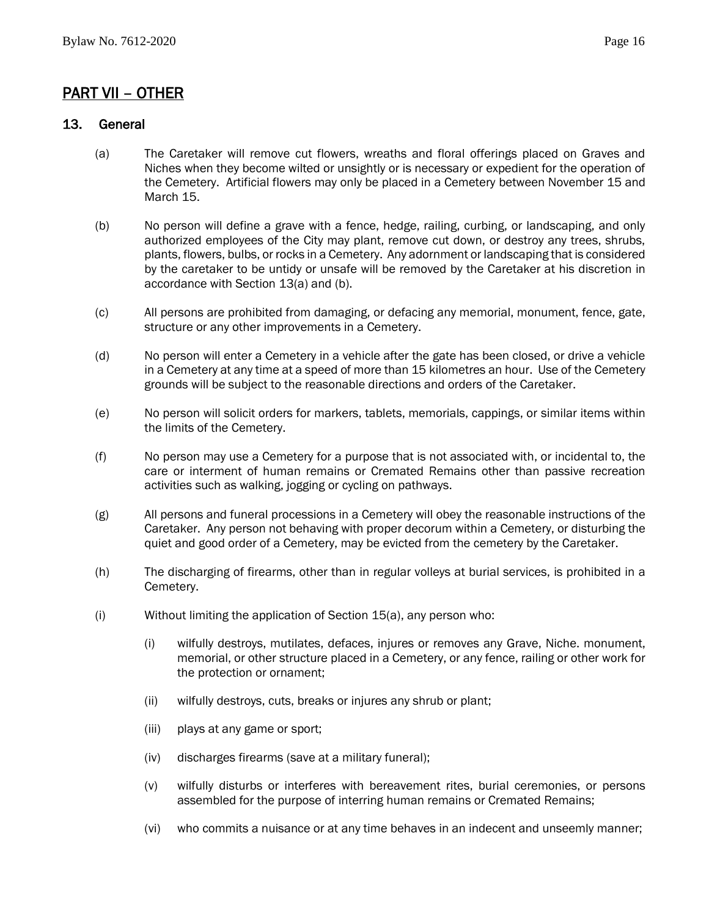## PART VII – OTHER

### 13. General

(a) The Caretaker will remove cut flowers, wreaths and floral offerings placed on Graves and Niches when they become wilted or unsightly or is necessary or expedient for the operation of the Cemetery. Artificial flowers may only be placed in a Cemetery between November 15 and March 15.

(b) No person will define a grave with a fence, hedge, railing, curbing, or landscaping, and only authorized employees of the City may plant, remove cut down, or destroy any trees, shrubs, plants, flowers, bulbs, or rocks in a Cemetery. Any adornment or landscaping that is considered by the caretaker to be untidy or unsafe will be removed by the Caretaker at his discretion in accordance with Section 13(a) and (b).

(c) All persons are prohibited from damaging, or defacing any memorial, monument, fence, gate, structure or any other improvements in a Cemetery.

(d) No person will enter a Cemetery in a vehicle after the gate has been closed, or drive a vehicle in a Cemetery at any time at a speed of more than 15 kilometres an hour. Use of the Cemetery grounds will be subject to the reasonable directions and orders of the Caretaker.

(e) No person will solicit orders for markers, tablets, memorials, cappings, or similar items within the limits of the Cemetery.

(f) No person may use a Cemetery for a purpose that is not associated with, or incidental to, the care or interment of human remains or Cremated Remains other than passive recreation activities such as walking, jogging or cycling on pathways.

(g) All persons and funeral processions in a Cemetery will obey the reasonable instructions of the Caretaker. Any person not behaving with proper decorum within a Cemetery, or disturbing the quiet and good order of a Cemetery, may be evicted from the cemetery by the Caretaker.

(h) The discharging of firearms, other than in regular volleys at burial services, is prohibited in a Cemetery.

(i) Without limiting the application of Section 15(a), any person who:

(i) wilfully destroys, mutilates, defaces, injures or removes any Grave, Niche. monument, memorial, or other structure placed in a Cemetery, or any fence, railing or other work for the protection or ornament;

(ii) wilfully destroys, cuts, breaks or injures any shrub or plant;

(iii) plays at any game or sport;

(iv) discharges firearms (save at a military funeral);

(v) wilfully disturbs or interferes with bereavement rites, burial ceremonies, or persons assembled for the purpose of interring human remains or Cremated Remains;

(vi) who commits a nuisance or at any time behaves in an indecent and unseemly manner;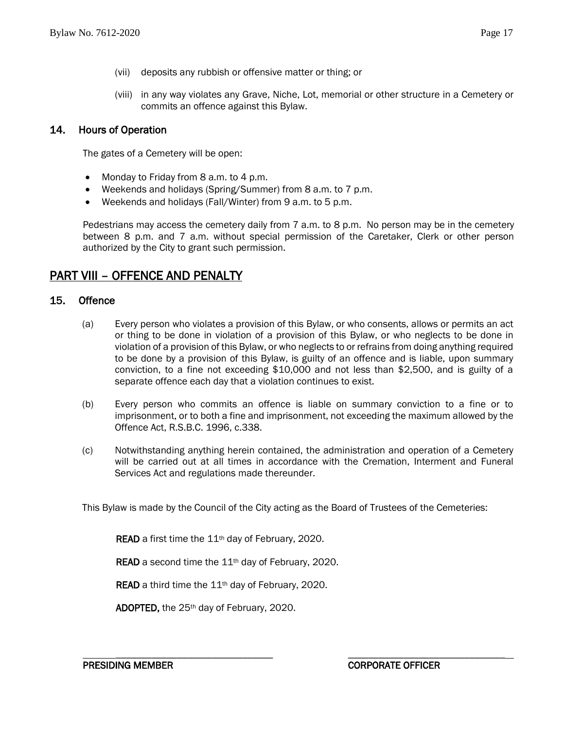(vii) deposits any rubbish or offensive matter or thing; or

(viii) in any way violates any Grave, Niche, Lot, memorial or other structure in a Cemetery or commits an offence against this Bylaw.

## 14. Hours of Operation

The gates of a Cemetery will be open:

- Monday to Friday from 8 a.m. to 4 p.m.
- Weekends and holidays (Spring/Summer) from 8 a.m. to 7 p.m.
- Weekends and holidays (Fall/Winter) from 9 a.m. to 5 p.m.

Pedestrians may access the cemetery daily from 7 a.m. to 8 p.m. No person may be in the cemetery between 8 p.m. and 7 a.m. without special permission of the Caretaker, Clerk or other person authorized by the City to grant such permission.

# PART VIII – OFFENCE AND PENALTY

## 15. Offence

(a) Every person who violates a provision of this Bylaw, or who consents, allows or permits an act or thing to be done in violation of a provision of this Bylaw, or who neglects to be done in violation of a provision of this Bylaw, or who neglects to or refrains from doing anything required to be done by a provision of this Bylaw, is guilty of an offence and is liable, upon summary conviction, to a fine not exceeding $10,000 and not less than $2,500, and is guilty of a separate offence each day that a violation continues to exist.

(b) Every person who commits an offence is liable on summary conviction to a fine or to imprisonment, or to both a fine and imprisonment, not exceeding the maximum allowed by the Offence Act, R.S.B.C. 1996, c.338.

(c) Notwithstanding anything herein contained, the administration and operation of a Cemetery will be carried out at all times in accordance with the Cremation, Interment and Funeral Services Act and regulations made thereunder.

This Bylaw is made by the Council of the City acting as the Board of Trustees of the Cemeteries:

**READ** a first time the 11th day of February, 2020.

**READ** a second time the 11th day of February, 2020.

**READ** a third time the 11th day of February, 2020.

**ADOPTED,** the 25th day of February, 2020.

\_\_\_\_\_\_\_\_\_\_\_\_\_\_\_\_\_\_\_\_\_\_\_\_\_\_\_\_\_\_ **PRESIDING MEMBER**

\_\_\_\_\_\_\_\_\_\_\_\_\_\_\_\_\_\_\_\_\_\_\_\_\_\_\_\_\_\_ **CORPORATE OFFICER**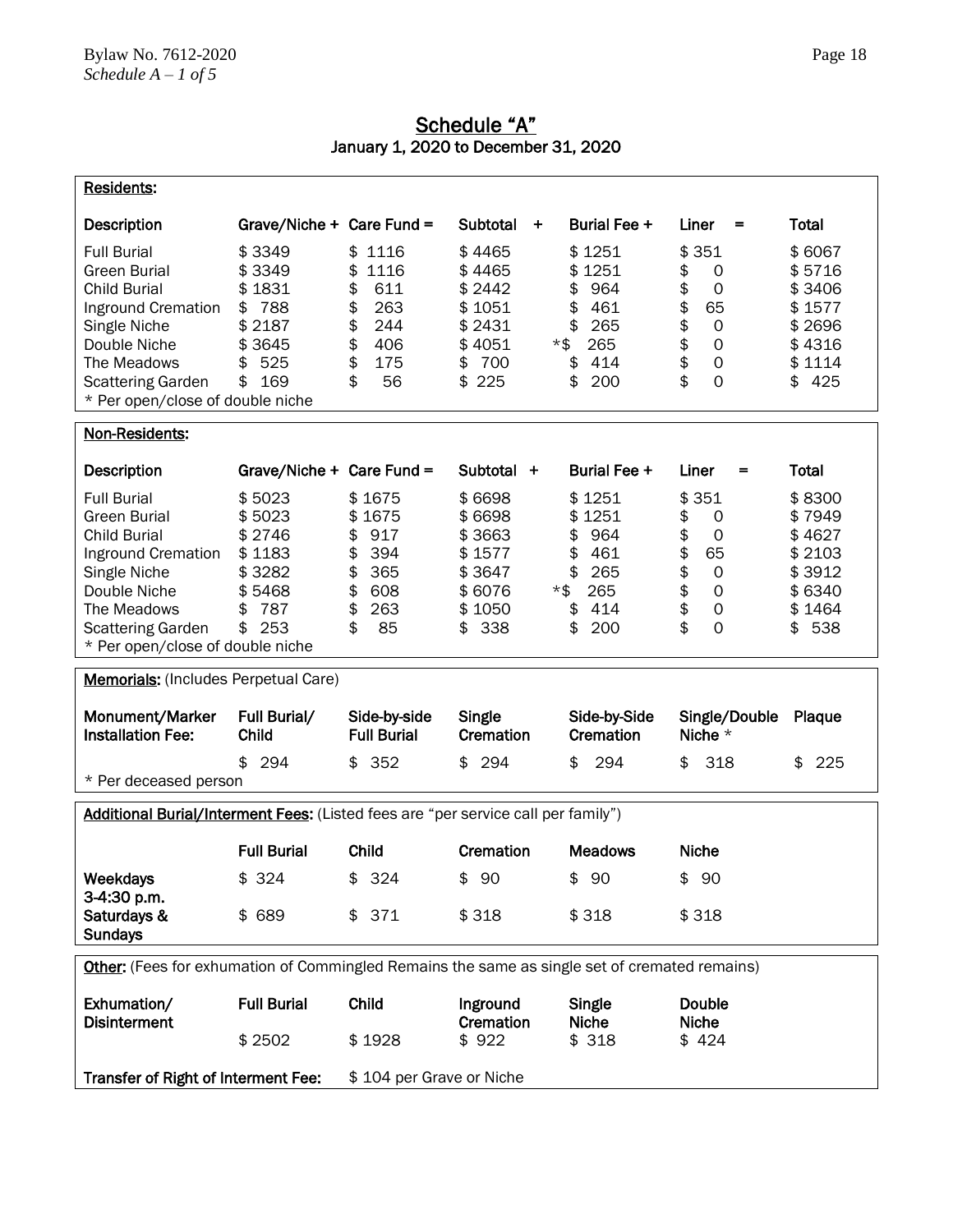## Schedule "A"

### January 1, 2020 to December 31, 2020

**Residents:**

| Description | Grave/Niche + | Care Fund = | Subtotal + | Burial Fee + | Liner = | Total |
|---|---|---|---|---|---|---|
| Full Burial | $ 3349 | $ 1116 | $ 4465 | $ 1251 | $ 351 | $ 6067 |
| Green Burial | $ 3349 | $ 1116 | $ 4465 | $ 1251 | $ 0 | $ 5716 |
| Child Burial | $ 1831 | $ 611 | $ 2442 | $ 964 | $ 0 | $ 3406 |
| Inground Cremation | $ 788 | $ 263 | $ 1051 | $ 461 | $ 65 | $ 1577 |
| Single Niche | $ 2187 | $ 244 | $ 2431 | $ 265 | $ 0 | $ 2696 |
| Double Niche | $ 3645 | $ 406 | $ 4051 | *$ 265 | $ 0 | $ 4316 |
| The Meadows | $ 525 | $ 175 | $ 700 | $ 414 | $ 0 | $ 1114 |
| Scattering Garden | $ 169 | $ 56 | $ 225 | $ 200 | $ 0 | $ 425 |

* Per open/close of double niche

**Non-Residents:**

| Description | Grave/Niche + | Care Fund = | Subtotal + | Burial Fee + | Liner = | Total |
|---|---|---|---|---|---|---|
| Full Burial | $ 5023 | $ 1675 | $ 6698 | $ 1251 | $ 351 | $ 8300 |
| Green Burial | $ 5023 | $ 1675 | $ 6698 | $ 1251 | $ 0 | $ 7949 |
| Child Burial | $ 2746 | $ 917 | $ 3663 | $ 964 | $ 0 | $ 4627 |
| Inground Cremation | $ 1183 | $ 394 | $ 1577 | $ 461 | $ 65 | $ 2103 |
| Single Niche | $ 3282 | $ 365 | $ 3647 | $ 265 | $ 0 | $ 3912 |
| Double Niche | $ 5468 | $ 608 | $ 6076 | *$ 265 | $ 0 | $ 6340 |
| The Meadows | $ 787 | $ 263 | $ 1050 | $ 414 | $ 0 | $ 1464 |
| Scattering Garden | $ 253 | $ 85 | $ 338 | $ 200 | $ 0 | $ 538 |

* Per open/close of double niche

**Memorials:** (Includes Perpetual Care)

| Monument/Marker Installation Fee: | Full Burial/ Child | Side-by-side Full Burial | Single Cremation | Side-by-Side Cremation | Single/Double Niche * | Plaque |
|---|---|---|---|---|---|---|
| | $ 294 | $ 352 | $ 294 | $ 294 | $ 318 | $ 225 |

* Per deceased person

**Additional Burial/Interment Fees:** (Listed fees are "per service call per family")

| | Full Burial | Child | Cremation | Meadows | Niche |
|---|---|---|---|---|---|
| **Weekdays 3-4:30 p.m.** | $ 324 | $ 324 | $ 90 | $ 90 | $ 90 |
| **Saturdays & Sundays** | $ 689 | $ 371 | $ 318 | $ 318 | $ 318 |

**Other:** (Fees for exhumation of Commingled Remains the same as single set of cremated remains)

| Exhumation/ Disinterment | Full Burial | Child | Inground Cremation | Single Niche | Double Niche |
|---|---|---|---|---|---|
| | $ 2502 | $ 1928 | $ 922 | $ 318 | $ 424 |

**Transfer of Right of Interment Fee:** $ 104 per Grave or Niche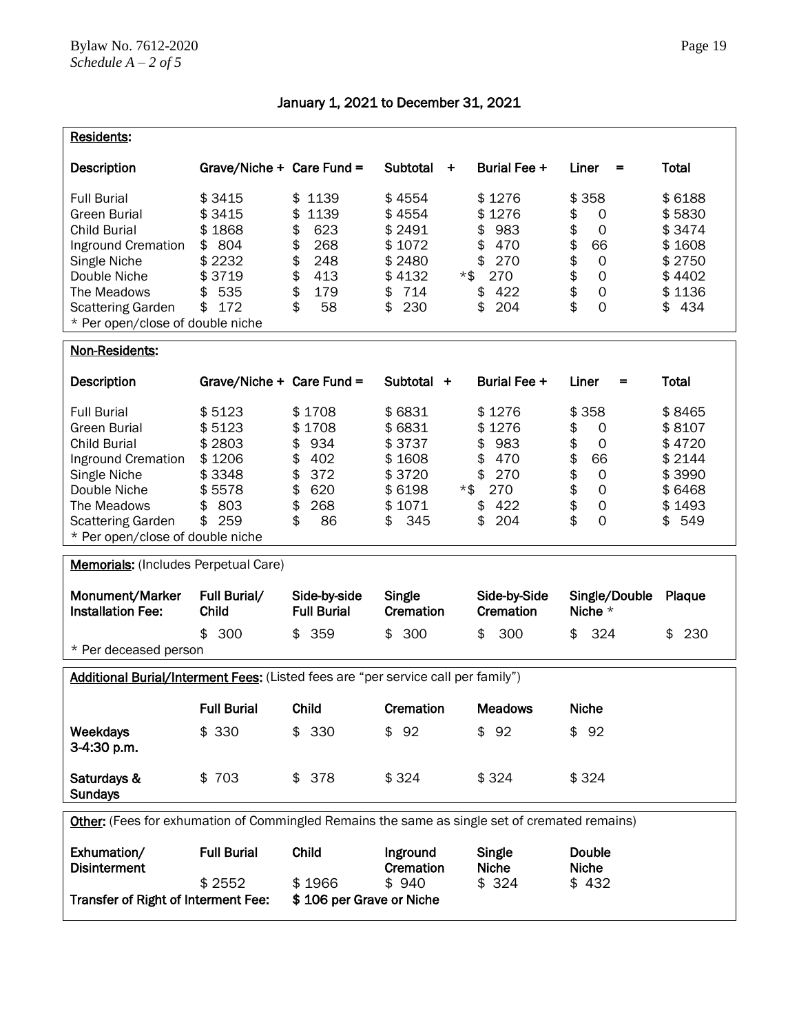Bylaw No. 7612-2020
*Schedule A – 2 of 5*

## January 1, 2021 to December 31, 2021

**Residents:**

| Description | Grave/Niche + | Care Fund = | Subtotal + | Burial Fee + | Liner = | Total |
|---|---|---|---|---|---|---|
| Full Burial | $ 3415 | $ 1139 | $ 4554 | $ 1276 | $ 358 | $ 6188 |
| Green Burial | $ 3415 | $ 1139 | $ 4554 | $ 1276 | $ 0 | $ 5830 |
| Child Burial | $ 1868 | $ 623 | $ 2491 | $ 983 | $ 0 | $ 3474 |
| Inground Cremation | $ 804 | $ 268 | $ 1072 | $ 470 | $ 66 | $ 1608 |
| Single Niche | $ 2232 | $ 248 | $ 2480 | $ 270 | $ 0 | $ 2750 |
| Double Niche | $ 3719 | $ 413 | $ 4132 | *$ 270 | $ 0 | $ 4402 |
| The Meadows | $ 535 | $ 179 | $ 714 | $ 422 | $ 0 | $ 1136 |
| Scattering Garden | $ 172 | $ 58 | $ 230 | $ 204 | $ 0 | $ 434 |

* Per open/close of double niche

**Non-Residents:**

| Description | Grave/Niche + | Care Fund = | Subtotal + | Burial Fee + | Liner = | Total |
|---|---|---|---|---|---|---|
| Full Burial | $ 5123 | $ 1708 | $ 6831 | $ 1276 | $ 358 | $ 8465 |
| Green Burial | $ 5123 | $ 1708 | $ 6831 | $ 1276 | $ 0 | $ 8107 |
| Child Burial | $ 2803 | $ 934 | $ 3737 | $ 983 | $ 0 | $ 4720 |
| Inground Cremation | $ 1206 | $ 402 | $ 1608 | $ 470 | $ 66 | $ 2144 |
| Single Niche | $ 3348 | $ 372 | $ 3720 | $ 270 | $ 0 | $ 3990 |
| Double Niche | $ 5578 | $ 620 | $ 6198 | *$ 270 | $ 0 | $ 6468 |
| The Meadows | $ 803 | $ 268 | $ 1071 | $ 422 | $ 0 | $ 1493 |
| Scattering Garden | $ 259 | $ 86 | $ 345 | $ 204 | $ 0 | $ 549 |

* Per open/close of double niche

**Memorials:** (Includes Perpetual Care)

| Monument/Marker Installation Fee: | Full Burial/ Child | Side-by-side Full Burial | Single Cremation | Side-by-Side Cremation | Single/Double Niche * | Plaque |
|---|---|---|---|---|---|---|
| | $ 300 | $ 359 | $ 300 | $ 300 | $ 324 | $ 230 |

* Per deceased person

**Additional Burial/Interment Fees:** (Listed fees are "per service call per family")

| | Full Burial | Child | Cremation | Meadows | Niche |
|---|---|---|---|---|---|
| **Weekdays 3-4:30 p.m.** | $ 330 | $ 330 | $ 92 | $ 92 | $ 92 |
| **Saturdays & Sundays** | $ 703 | $ 378 | $ 324 | $ 324 | $ 324 |

**Other:** (Fees for exhumation of Commingled Remains the same as single set of cremated remains)

| Exhumation/ Disinterment | Full Burial | Child | Inground Cremation | Single Niche | Double Niche |
|---|---|---|---|---|---|
| | $ 2552 | $ 1966 | $ 940 | $ 324 | $ 432 |

**Transfer of Right of Interment Fee:** **$ 106 per Grave or Niche**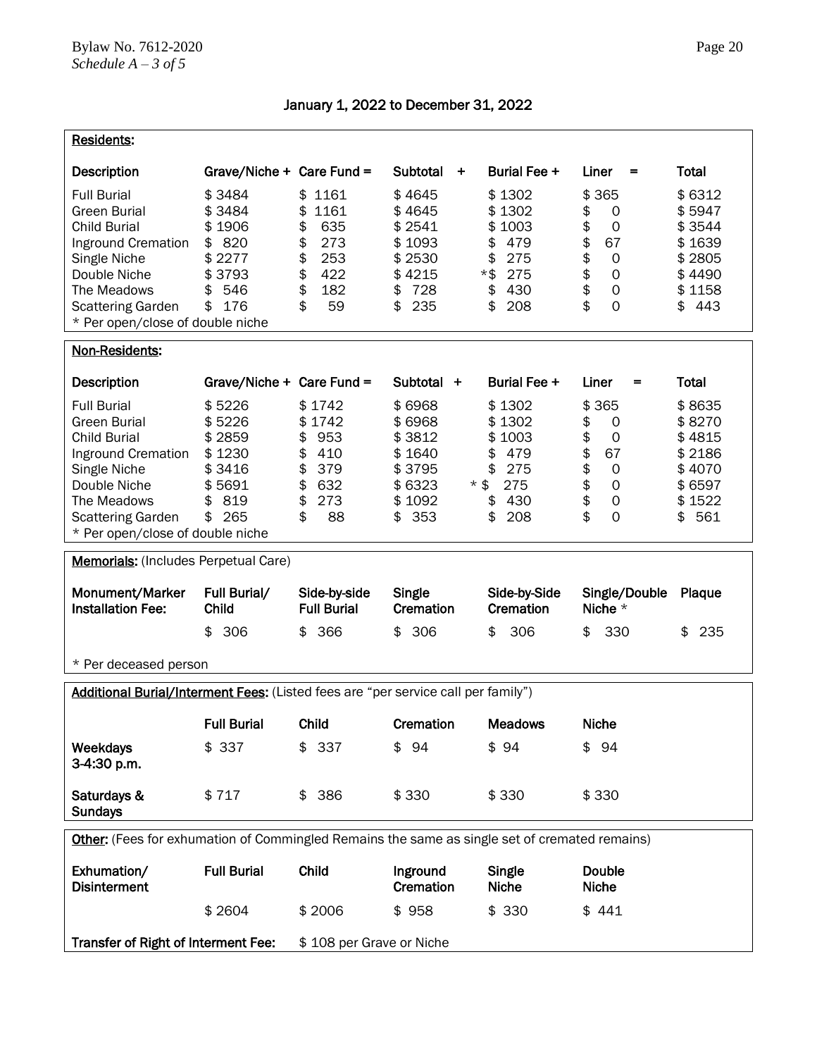Bylaw No. 7612-2020
*Schedule A – 3 of 5*

## January 1, 2022 to December 31, 2022

**Residents:**

| Description | Grave/Niche + | Care Fund = | Subtotal + | Burial Fee + | Liner = | Total |
|---|---|---|---|---|---|---|
| Full Burial | $ 3484 | $ 1161 | $ 4645 | $ 1302 | $ 365 | $ 6312 |
| Green Burial | $ 3484 | $ 1161 | $ 4645 | $ 1302 | $ 0 | $ 5947 |
| Child Burial | $ 1906 | $ 635 | $ 2541 | $ 1003 | $ 0 | $ 3544 |
| Inground Cremation | $ 820 | $ 273 | $ 1093 | $ 479 | $ 67 | $ 1639 |
| Single Niche | $ 2277 | $ 253 | $ 2530 | $ 275 | $ 0 | $ 2805 |
| Double Niche | $ 3793 | $ 422 | $ 4215 | *$ 275 | $ 0 | $ 4490 |
| The Meadows | $ 546 | $ 182 | $ 728 | $ 430 | $ 0 | $ 1158 |
| Scattering Garden | $ 176 | $ 59 | $ 235 | $ 208 | $ 0 | $ 443 |

* Per open/close of double niche

**Non-Residents:**

| Description | Grave/Niche + | Care Fund = | Subtotal + | Burial Fee + | Liner = | Total |
|---|---|---|---|---|---|---|
| Full Burial | $ 5226 | $ 1742 | $ 6968 | $ 1302 | $ 365 | $ 8635 |
| Green Burial | $ 5226 | $ 1742 | $ 6968 | $ 1302 | $ 0 | $ 8270 |
| Child Burial | $ 2859 | $ 953 | $ 3812 | $ 1003 | $ 0 | $ 4815 |
| Inground Cremation | $ 1230 | $ 410 | $ 1640 | $ 479 | $ 67 | $ 2186 |
| Single Niche | $ 3416 | $ 379 | $ 3795 | $ 275 | $ 0 | $ 4070 |
| Double Niche | $ 5691 | $ 632 | $ 6323 | * $ 275 | $ 0 | $ 6597 |
| The Meadows | $ 819 | $ 273 | $ 1092 | $ 430 | $ 0 | $ 1522 |
| Scattering Garden | $ 265 | $ 88 | $ 353 | $ 208 | $ 0 | $ 561 |

* Per open/close of double niche

**Memorials:** (Includes Perpetual Care)

| Monument/Marker Installation Fee: | Full Burial/ Child | Side-by-side Full Burial | Single Cremation | Side-by-Side Cremation | Single/Double Niche * | Plaque |
|---|---|---|---|---|---|---|
| | $ 306 | $ 366 | $ 306 | $ 306 | $ 330 | $ 235 |

* Per deceased person

**Additional Burial/Interment Fees:** (Listed fees are "per service call per family")

| | Full Burial | Child | Cremation | Meadows | Niche |
|---|---|---|---|---|---|
| **Weekdays 3-4:30 p.m.** | $ 337 | $ 337 | $ 94 | $ 94 | $ 94 |
| **Saturdays & Sundays** | $ 717 | $ 386 | $ 330 | $ 330 | $ 330 |

**Other:** (Fees for exhumation of Commingled Remains the same as single set of cremated remains)

| Exhumation/ Disinterment | Full Burial | Child | Inground Cremation | Single Niche | Double Niche |
|---|---|---|---|---|---|
| | $ 2604 | $ 2006 | $ 958 | $ 330 | $ 441 |

**Transfer of Right of Interment Fee:** $ 108 per Grave or Niche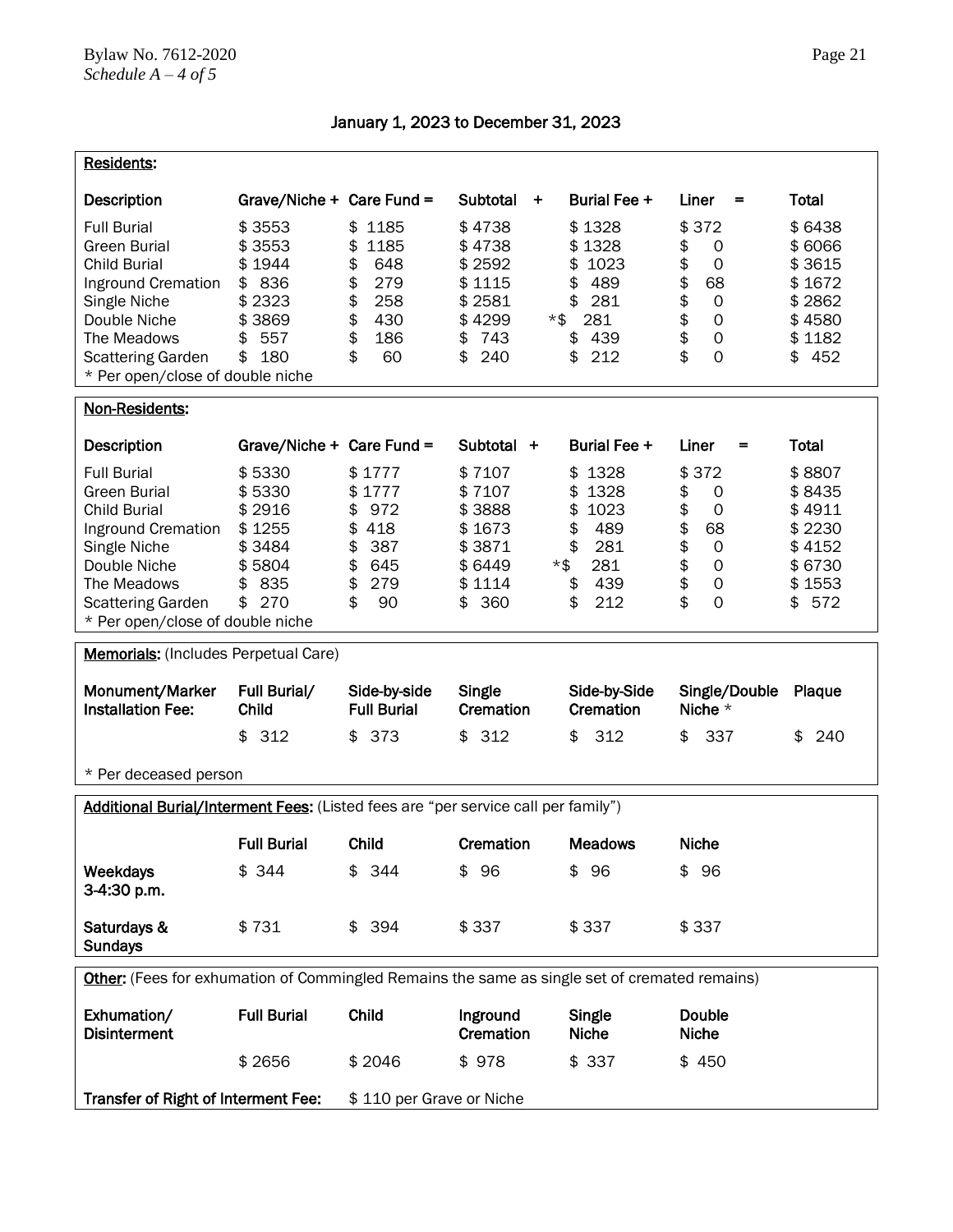## January 1, 2023 to December 31, 2023

**Residents:**

| Description | Grave/Niche + | Care Fund = | Subtotal + | Burial Fee + | Liner = | Total |
|---|---|---|---|---|---|---|
| Full Burial | $ 3553 | $ 1185 | $ 4738 | $ 1328 | $ 372 | $ 6438 |
| Green Burial | $ 3553 | $ 1185 | $ 4738 | $ 1328 | $ 0 | $ 6066 |
| Child Burial | $ 1944 | $ 648 | $ 2592 | $ 1023 | $ 0 | $ 3615 |
| Inground Cremation | $ 836 | $ 279 | $ 1115 | $ 489 | $ 68 | $ 1672 |
| Single Niche | $ 2323 | $ 258 | $ 2581 | $ 281 | $ 0 | $ 2862 |
| Double Niche | $ 3869 | $ 430 | $ 4299 | *$ 281 | $ 0 | $ 4580 |
| The Meadows | $ 557 | $ 186 | $ 743 | $ 439 | $ 0 | $ 1182 |
| Scattering Garden | $ 180 | $ 60 | $ 240 | $ 212 | $ 0 | $ 452 |

* Per open/close of double niche

**Non-Residents:**

| Description | Grave/Niche + | Care Fund = | Subtotal + | Burial Fee + | Liner = | Total |
|---|---|---|---|---|---|---|
| Full Burial | $ 5330 | $ 1777 | $ 7107 | $ 1328 | $ 372 | $ 8807 |
| Green Burial | $ 5330 | $ 1777 | $ 7107 | $ 1328 | $ 0 | $ 8435 |
| Child Burial | $ 2916 | $ 972 | $ 3888 | $ 1023 | $ 0 | $ 4911 |
| Inground Cremation | $ 1255 | $ 418 | $ 1673 | $ 489 | $ 68 | $ 2230 |
| Single Niche | $ 3484 | $ 387 | $ 3871 | $ 281 | $ 0 | $ 4152 |
| Double Niche | $ 5804 | $ 645 | $ 6449 | *$ 281 | $ 0 | $ 6730 |
| The Meadows | $ 835 | $ 279 | $ 1114 | $ 439 | $ 0 | $ 1553 |
| Scattering Garden | $ 270 | $ 90 | $ 360 | $ 212 | $ 0 | $ 572 |

* Per open/close of double niche

**Memorials:** (Includes Perpetual Care)

| Monument/Marker Installation Fee: | Full Burial/ Child | Side-by-side Full Burial | Single Cremation | Side-by-Side Cremation | Single/Double Niche * | Plaque |
|---|---|---|---|---|---|---|
| | $ 312 | $ 373 | $ 312 | $ 312 | $ 337 | $ 240 |

* Per deceased person

**Additional Burial/Interment Fees:** (Listed fees are "per service call per family")

| | Full Burial | Child | Cremation | Meadows | Niche |
|---|---|---|---|---|---|
| **Weekdays 3-4:30 p.m.** | $ 344 | $ 344 | $ 96 | $ 96 | $ 96 |
| **Saturdays & Sundays** | $ 731 | $ 394 | $ 337 | $ 337 | $ 337 |

**Other:** (Fees for exhumation of Commingled Remains the same as single set of cremated remains)

| Exhumation/ Disinterment | Full Burial | Child | Inground Cremation | Single Niche | Double Niche |
|---|---|---|---|---|---|
| | $ 2656 | $ 2046 | $ 978 | $ 337 | $ 450 |

**Transfer of Right of Interment Fee:** $ 110 per Grave or Niche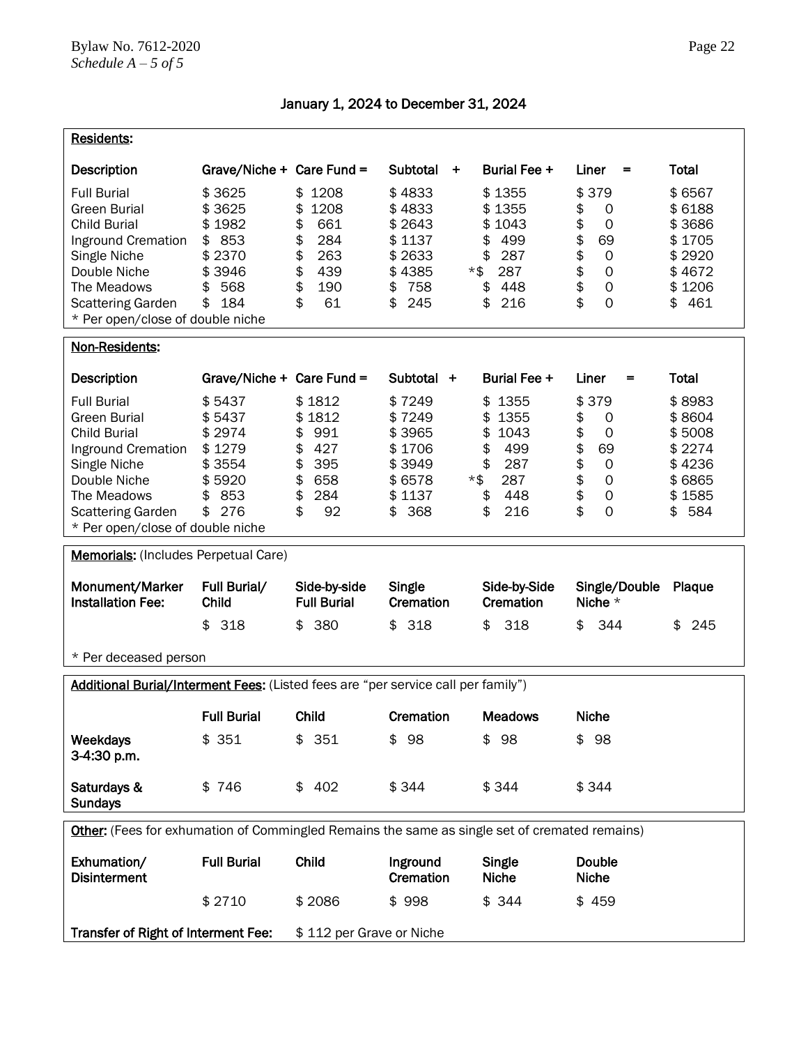## January 1, 2024 to December 31, 2024

**Residents:**

| Description | Grave/Niche + | Care Fund = | Subtotal + | Burial Fee + | Liner = | Total |
|---|---|---|---|---|---|---|
| Full Burial | $ 3625 | $ 1208 | $ 4833 | $ 1355 | $ 379 | $ 6567 |
| Green Burial | $ 3625 | $ 1208 | $ 4833 | $ 1355 | $ 0 | $ 6188 |
| Child Burial | $ 1982 | $ 661 | $ 2643 | $ 1043 | $ 0 | $ 3686 |
| Inground Cremation | $ 853 | $ 284 | $ 1137 | $ 499 | $ 69 | $ 1705 |
| Single Niche | $ 2370 | $ 263 | $ 2633 | $ 287 | $ 0 | $ 2920 |
| Double Niche | $ 3946 | $ 439 | $ 4385 | *$ 287 | $ 0 | $ 4672 |
| The Meadows | $ 568 | $ 190 | $ 758 | $ 448 | $ 0 | $ 1206 |
| Scattering Garden | $ 184 | $ 61 | $ 245 | $ 216 | $ 0 | $ 461 |

* Per open/close of double niche

**Non-Residents:**

| Description | Grave/Niche + | Care Fund = | Subtotal + | Burial Fee + | Liner = | Total |
|---|---|---|---|---|---|---|
| Full Burial | $ 5437 | $ 1812 | $ 7249 | $ 1355 | $ 379 | $ 8983 |
| Green Burial | $ 5437 | $ 1812 | $ 7249 | $ 1355 | $ 0 | $ 8604 |
| Child Burial | $ 2974 | $ 991 | $ 3965 | $ 1043 | $ 0 | $ 5008 |
| Inground Cremation | $ 1279 | $ 427 | $ 1706 | $ 499 | $ 69 | $ 2274 |
| Single Niche | $ 3554 | $ 395 | $ 3949 | $ 287 | $ 0 | $ 4236 |
| Double Niche | $ 5920 | $ 658 | $ 6578 | *$ 287 | $ 0 | $ 6865 |
| The Meadows | $ 853 | $ 284 | $ 1137 | $ 448 | $ 0 | $ 1585 |
| Scattering Garden | $ 276 | $ 92 | $ 368 | $ 216 | $ 0 | $ 584 |

* Per open/close of double niche

**Memorials:** (Includes Perpetual Care)

| Monument/Marker Installation Fee: | Full Burial/ Child | Side-by-side Full Burial | Single Cremation | Side-by-Side Cremation | Single/Double Niche * | Plaque |
|---|---|---|---|---|---|---|
| | $ 318 | $ 380 | $ 318 | $ 318 | $ 344 | $ 245 |

* Per deceased person

**Additional Burial/Interment Fees:** (Listed fees are "per service call per family")

| | Full Burial | Child | Cremation | Meadows | Niche |
|---|---|---|---|---|---|
| **Weekdays 3-4:30 p.m.** | $ 351 | $ 351 | $ 98 | $ 98 | $ 98 |
| **Saturdays & Sundays** | $ 746 | $ 402 | $ 344 | $ 344 | $ 344 |

**Other:** (Fees for exhumation of Commingled Remains the same as single set of cremated remains)

| Exhumation/ Disinterment | Full Burial | Child | Inground Cremation | Single Niche | Double Niche |
|---|---|---|---|---|---|
| | $ 2710 | $ 2086 | $ 998 | $ 344 | $ 459 |

**Transfer of Right of Interment Fee:** $ 112 per Grave or Niche